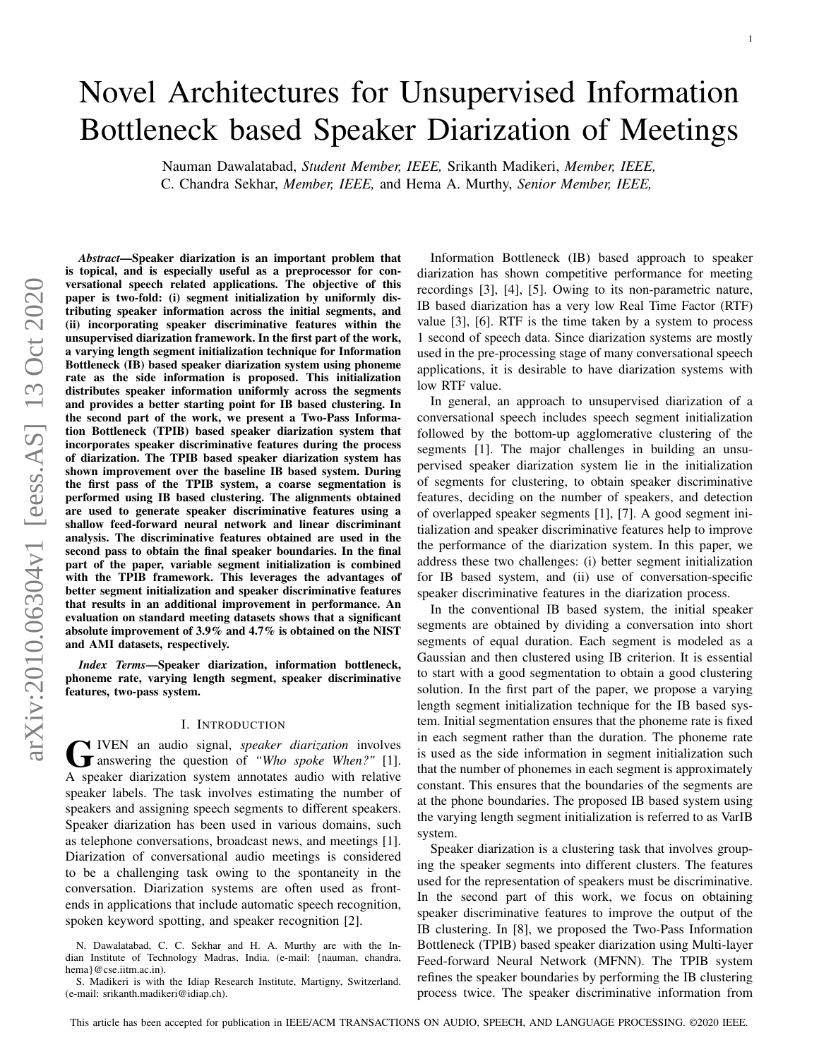# Novel Architectures for Unsupervised Information Bottleneck based Speaker Diarization of Meetings

Nauman Dawalatabad, *Student Member, IEEE,* Srikanth Madikeri, *Member, IEEE,* C. Chandra Sekhar, *Member, IEEE,* and Hema A. Murthy, *Senior Member, IEEE,*

***Abstract*—Speaker diarization is an important problem that is topical, and is especially useful as a preprocessor for conversational speech related applications. The objective of this paper is two-fold: (i) segment initialization by uniformly distributing speaker information across the initial segments, and (ii) incorporating speaker discriminative features within the unsupervised diarization framework. In the first part of the work, a varying length segment initialization technique for Information Bottleneck (IB) based speaker diarization system using phoneme rate as the side information is proposed. This initialization distributes speaker information uniformly across the segments and provides a better starting point for IB based clustering. In the second part of the work, we present a Two-Pass Information Bottleneck (TPIB) based speaker diarization system that incorporates speaker discriminative features during the process of diarization. The TPIB based speaker diarization system has shown improvement over the baseline IB based system. During the first pass of the TPIB system, a coarse segmentation is performed using IB based clustering. The alignments obtained are used to generate speaker discriminative features using a shallow feed-forward neural network and linear discriminant analysis. The discriminative features obtained are used in the second pass to obtain the final speaker boundaries. In the final part of the paper, variable segment initialization is combined with the TPIB framework. This leverages the advantages of better segment initialization and speaker discriminative features that results in an additional improvement in performance. An evaluation on standard meeting datasets shows that a significant absolute improvement of 3.9% and 4.7% is obtained on the NIST and AMI datasets, respectively.**

***Index Terms*—Speaker diarization, information bottleneck, phoneme rate, varying length segment, speaker discriminative features, two-pass system.**

## I. Introduction

Given an audio signal, *speaker diarization* involves answering the question of *"Who spoke When?"* [1]. A speaker diarization system annotates audio with relative speaker labels. The task involves estimating the number of speakers and assigning speech segments to different speakers. Speaker diarization has been used in various domains, such as telephone conversations, broadcast news, and meetings [1]. Diarization of conversational audio meetings is considered to be a challenging task owing to the spontaneity in the conversation. Diarization systems are often used as front-ends in applications that include automatic speech recognition, spoken keyword spotting, and speaker recognition [2].

N. Dawalatabad, C. C. Sekhar and H. A. Murthy are with the Indian Institute of Technology Madras, India. (e-mail: {nauman, chandra, hema}@cse.iitm.ac.in).

S. Madikeri is with the Idiap Research Institute, Martigny, Switzerland. (e-mail: srikanth.madikeri@idiap.ch).

Information Bottleneck (IB) based approach to speaker diarization has shown competitive performance for meeting recordings [3], [4], [5]. Owing to its non-parametric nature, IB based diarization has a very low Real Time Factor (RTF) value [3], [6]. RTF is the time taken by a system to process 1 second of speech data. Since diarization systems are mostly used in the pre-processing stage of many conversational speech applications, it is desirable to have diarization systems with low RTF value.

In general, an approach to unsupervised diarization of a conversational speech includes speech segment initialization followed by the bottom-up agglomerative clustering of the segments [1]. The major challenges in building an unsupervised speaker diarization system lie in the initialization of segments for clustering, to obtain speaker discriminative features, deciding on the number of speakers, and detection of overlapped speaker segments [1], [7]. A good segment initialization and speaker discriminative features help to improve the performance of the diarization system. In this paper, we address these two challenges: (i) better segment initialization for IB based system, and (ii) use of conversation-specific speaker discriminative features in the diarization process.

In the conventional IB based system, the initial speaker segments are obtained by dividing a conversation into short segments of equal duration. Each segment is modeled as a Gaussian and then clustered using IB criterion. It is essential to start with a good segmentation to obtain a good clustering solution. In the first part of the paper, we propose a varying length segment initialization technique for the IB based system. Initial segmentation ensures that the phoneme rate is fixed in each segment rather than the duration. The phoneme rate is used as the side information in segment initialization such that the number of phonemes in each segment is approximately constant. This ensures that the boundaries of the segments are at the phone boundaries. The proposed IB based system using the varying length segment initialization is referred to as VarIB system.

Speaker diarization is a clustering task that involves grouping the speaker segments into different clusters. The features used for the representation of speakers must be discriminative. In the second part of this work, we focus on obtaining speaker discriminative features to improve the output of the IB clustering. In [8], we proposed the Two-Pass Information Bottleneck (TPIB) based speaker diarization using Multi-layer Feed-forward Neural Network (MFNN). The TPIB system refines the speaker boundaries by performing the IB clustering process twice. The speaker discriminative information from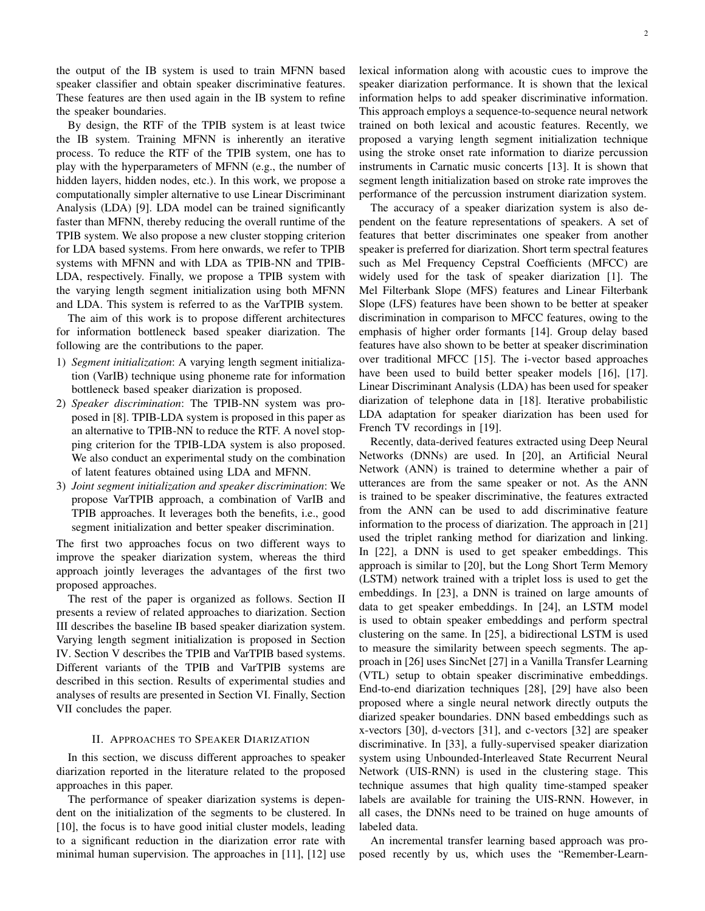the output of the IB system is used to train MFNN based speaker classifier and obtain speaker discriminative features. These features are then used again in the IB system to refine the speaker boundaries.

By design, the RTF of the TPIB system is at least twice the IB system. Training MFNN is inherently an iterative process. To reduce the RTF of the TPIB system, one has to play with the hyperparameters of MFNN (e.g., the number of hidden layers, hidden nodes, etc.). In this work, we propose a computationally simpler alternative to use Linear Discriminant Analysis (LDA) [9]. LDA model can be trained significantly faster than MFNN, thereby reducing the overall runtime of the TPIB system. We also propose a new cluster stopping criterion for LDA based systems. From here onwards, we refer to TPIB systems with MFNN and with LDA as TPIB-NN and TPIB-LDA, respectively. Finally, we propose a TPIB system with the varying length segment initialization using both MFNN and LDA. This system is referred to as the VarTPIB system.

The aim of this work is to propose different architectures for information bottleneck based speaker diarization. The following are the contributions to the paper.

1) *Segment initialization*: A varying length segment initialization (VarIB) technique using phoneme rate for information bottleneck based speaker diarization is proposed.
2) *Speaker discrimination*: The TPIB-NN system was proposed in [8]. TPIB-LDA system is proposed in this paper as an alternative to TPIB-NN to reduce the RTF. A novel stopping criterion for the TPIB-LDA system is also proposed. We also conduct an experimental study on the combination of latent features obtained using LDA and MFNN.
3) *Joint segment initialization and speaker discrimination*: We propose VarTPIB approach, a combination of VarIB and TPIB approaches. It leverages both the benefits, i.e., good segment initialization and better speaker discrimination.

The first two approaches focus on two different ways to improve the speaker diarization system, whereas the third approach jointly leverages the advantages of the first two proposed approaches.

The rest of the paper is organized as follows. Section II presents a review of related approaches to diarization. Section III describes the baseline IB based speaker diarization system. Varying length segment initialization is proposed in Section IV. Section V describes the TPIB and VarTPIB based systems. Different variants of the TPIB and VarTPIB systems are described in this section. Results of experimental studies and analyses of results are presented in Section VI. Finally, Section VII concludes the paper.

## II. Approaches to Speaker Diarization

In this section, we discuss different approaches to speaker diarization reported in the literature related to the proposed approaches in this paper.

The performance of speaker diarization systems is dependent on the initialization of the segments to be clustered. In [10], the focus is to have good initial cluster models, leading to a significant reduction in the diarization error rate with minimal human supervision. The approaches in [11], [12] use lexical information along with acoustic cues to improve the speaker diarization performance. It is shown that the lexical information helps to add speaker discriminative information. This approach employs a sequence-to-sequence neural network trained on both lexical and acoustic features. Recently, we proposed a varying length segment initialization technique using the stroke onset rate information to diarize percussion instruments in Carnatic music concerts [13]. It is shown that segment length initialization based on stroke rate improves the performance of the percussion instrument diarization system.

The accuracy of a speaker diarization system is also dependent on the feature representations of speakers. A set of features that better discriminates one speaker from another speaker is preferred for diarization. Short term spectral features such as Mel Frequency Cepstral Coefficients (MFCC) are widely used for the task of speaker diarization [1]. The Mel Filterbank Slope (MFS) features and Linear Filterbank Slope (LFS) features have been shown to be better at speaker discrimination in comparison to MFCC features, owing to the emphasis of higher order formants [14]. Group delay based features have also shown to be better at speaker discrimination over traditional MFCC [15]. The i-vector based approaches have been used to build better speaker models [16], [17]. Linear Discriminant Analysis (LDA) has been used for speaker diarization of telephone data in [18]. Iterative probabilistic LDA adaptation for speaker diarization has been used for French TV recordings in [19].

Recently, data-derived features extracted using Deep Neural Networks (DNNs) are used. In [20], an Artificial Neural Network (ANN) is trained to determine whether a pair of utterances are from the same speaker or not. As the ANN is trained to be speaker discriminative, the features extracted from the ANN can be used to add discriminative feature information to the process of diarization. The approach in [21] used the triplet ranking method for diarization and linking. In [22], a DNN is used to get speaker embeddings. This approach is similar to [20], but the Long Short Term Memory (LSTM) network trained with a triplet loss is used to get the embeddings. In [23], a DNN is trained on large amounts of data to get speaker embeddings. In [24], an LSTM model is used to obtain speaker embeddings and perform spectral clustering on the same. In [25], a bidirectional LSTM is used to measure the similarity between speech segments. The approach in [26] uses SincNet [27] in a Vanilla Transfer Learning (VTL) setup to obtain speaker discriminative embeddings. End-to-end diarization techniques [28], [29] have also been proposed where a single neural network directly outputs the diarized speaker boundaries. DNN based embeddings such as x-vectors [30], d-vectors [31], and c-vectors [32] are speaker discriminative. In [33], a fully-supervised speaker diarization system using Unbounded-Interleaved State Recurrent Neural Network (UIS-RNN) is used in the clustering stage. This technique assumes that high quality time-stamped speaker labels are available for training the UIS-RNN. However, in all cases, the DNNs need to be trained on huge amounts of labeled data.

An incremental transfer learning based approach was proposed recently by us, which uses the "Remember-Learn-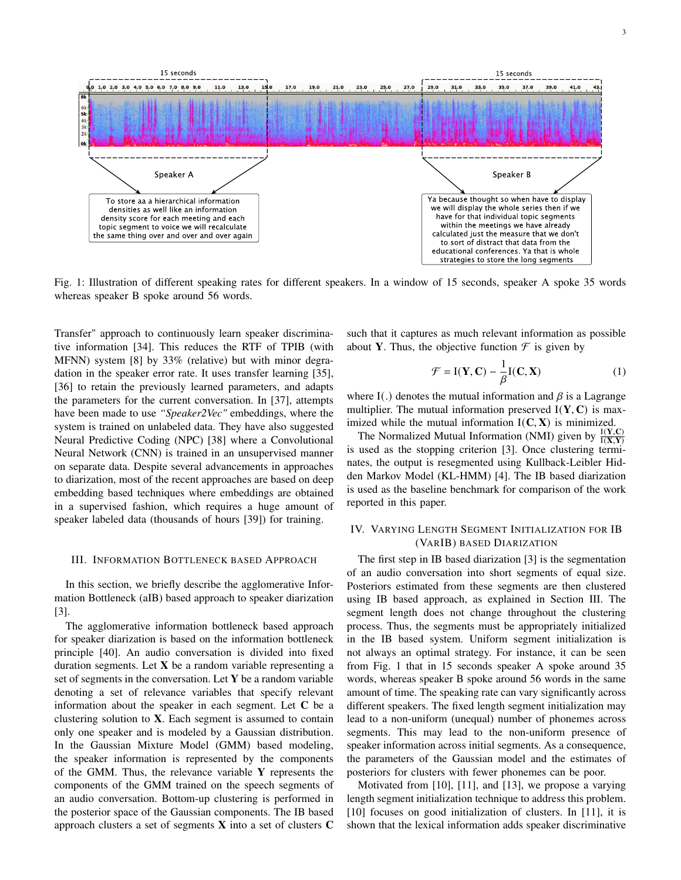Fig. 1: Illustration of different speaking rates for different speakers. In a window of 15 seconds, speaker A spoke 35 words whereas speaker B spoke around 56 words.

Transfer" approach to continuously learn speaker discriminative information [34]. This reduces the RTF of TPIB (with MFNN) system [8] by 33% (relative) but with minor degradation in the speaker error rate. It uses transfer learning [35], [36] to retain the previously learned parameters, and adapts the parameters for the current conversation. In [37], attempts have been made to use *"Speaker2Vec"* embeddings, where the system is trained on unlabeled data. They have also suggested Neural Predictive Coding (NPC) [38] where a Convolutional Neural Network (CNN) is trained in an unsupervised manner on separate data. Despite several advancements in approaches to diarization, most of the recent approaches are based on deep embedding based techniques where embeddings are obtained in a supervised fashion, which requires a huge amount of speaker labeled data (thousands of hours [39]) for training.

## III. Information Bottleneck based Approach

In this section, we briefly describe the agglomerative Information Bottleneck (aIB) based approach to speaker diarization [3].

The agglomerative information bottleneck based approach for speaker diarization is based on the information bottleneck principle [40]. An audio conversation is divided into fixed duration segments. Let $\mathbf{X}$ be a random variable representing a set of segments in the conversation. Let $\mathbf{Y}$ be a random variable denoting a set of relevance variables that specify relevant information about the speaker in each segment. Let $\mathbf{C}$ be a clustering solution to $\mathbf{X}$. Each segment is assumed to contain only one speaker and is modeled by a Gaussian distribution. In the Gaussian Mixture Model (GMM) based modeling, the speaker information is represented by the components of the GMM. Thus, the relevance variable $\mathbf{Y}$ represents the components of the GMM trained on the speech segments of an audio conversation. Bottom-up clustering is performed in the posterior space of the Gaussian components. The IB based approach clusters a set of segments $\mathbf{X}$ into a set of clusters $\mathbf{C}$ such that it captures as much relevant information as possible about $\mathbf{Y}$. Thus, the objective function $\mathcal{F}$ is given by

$$\mathcal{F} = \mathrm{I}(\mathbf{Y}, \mathbf{C}) - \frac{1}{\beta}\mathrm{I}(\mathbf{C}, \mathbf{X}) \tag{1}$$

where $\mathrm{I}(.)$ denotes the mutual information and $\beta$ is a Lagrange multiplier. The mutual information preserved $\mathrm{I}(\mathbf{Y}, \mathbf{C})$ is maximized while the mutual information $\mathrm{I}(\mathbf{C}, \mathbf{X})$ is minimized.

The Normalized Mutual Information (NMI) given by $\frac{\mathrm{I}(\mathbf{Y}, \mathbf{C})}{\mathrm{I}(\mathbf{X}, \mathbf{Y})}$ is used as the stopping criterion [3]. Once clustering terminates, the output is resegmented using Kullback-Leibler Hidden Markov Model (KL-HMM) [4]. The IB based diarization is used as the baseline benchmark for comparison of the work reported in this paper.

## IV. Varying Length Segment Initialization for IB (VarIB) based Diarization

The first step in IB based diarization [3] is the segmentation of an audio conversation into short segments of equal size. Posteriors estimated from these segments are then clustered using IB based approach, as explained in Section III. The segment length does not change throughout the clustering process. Thus, the segments must be appropriately initialized in the IB based system. Uniform segment initialization is not always an optimal strategy. For instance, it can be seen from Fig. 1 that in 15 seconds speaker A spoke around 35 words, whereas speaker B spoke around 56 words in the same amount of time. The speaking rate can vary significantly across different speakers. The fixed length segment initialization may lead to a non-uniform (unequal) number of phonemes across segments. This may lead to the non-uniform presence of speaker information across initial segments. As a consequence, the parameters of the Gaussian model and the estimates of posteriors for clusters with fewer phonemes can be poor.

Motivated from [10], [11], and [13], we propose a varying length segment initialization technique to address this problem. [10] focuses on good initialization of clusters. In [11], it is shown that the lexical information adds speaker discriminative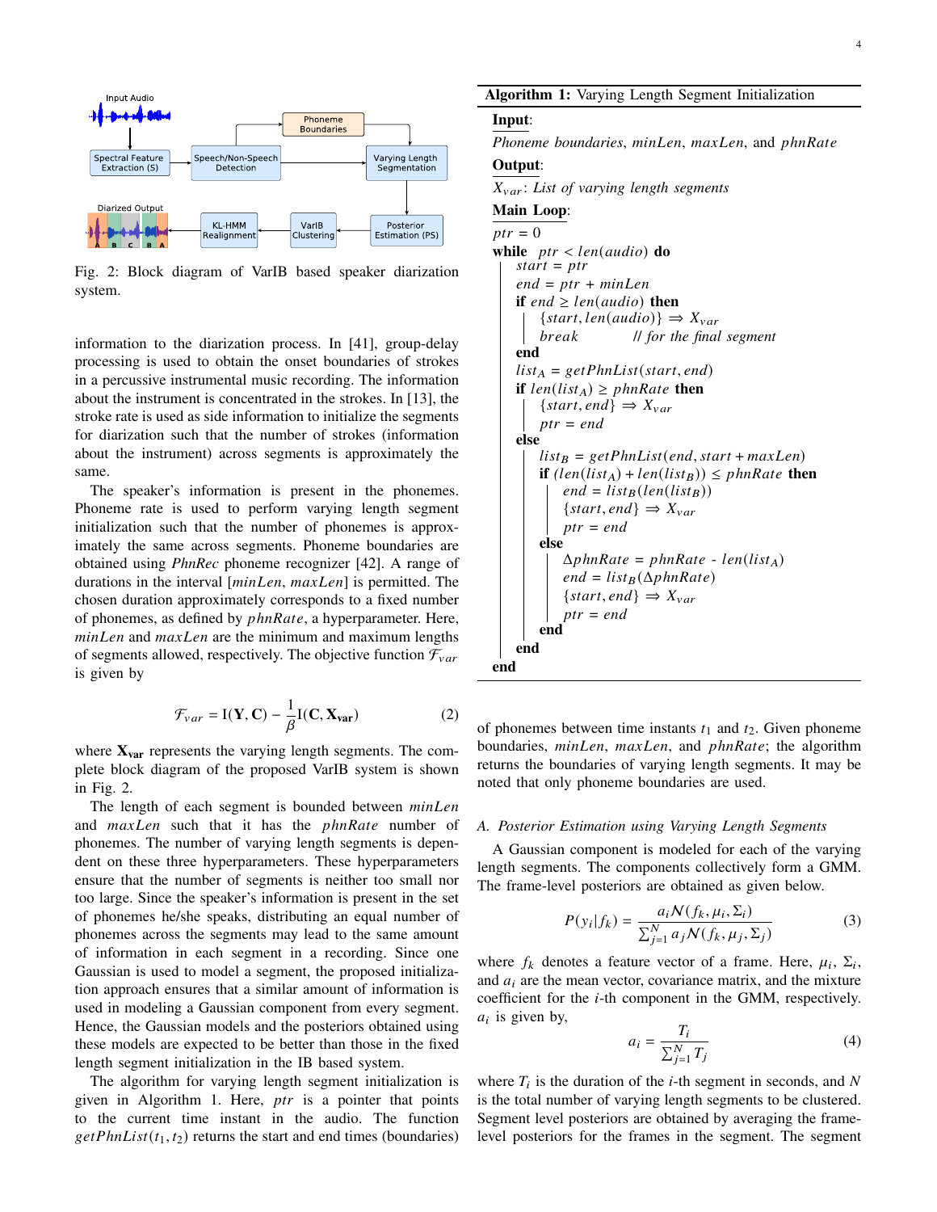Fig. 2: Block diagram of VarIB based speaker diarization system.

information to the diarization process. In [41], group-delay processing is used to obtain the onset boundaries of strokes in a percussive instrumental music recording. The information about the instrument is concentrated in the strokes. In [13], the stroke rate is used as side information to initialize the segments for diarization such that the number of strokes (information about the instrument) across segments is approximately the same.

The speaker's information is present in the phonemes. Phoneme rate is used to perform varying length segment initialization such that the number of phonemes is approximately the same across segments. Phoneme boundaries are obtained using *PhnRec* phoneme recognizer [42]. A range of durations in the interval $[minLen, maxLen]$ is permitted. The chosen duration approximately corresponds to a fixed number of phonemes, as defined by $phnRate$, a hyperparameter. Here, $minLen$ and $maxLen$ are the minimum and maximum lengths of segments allowed, respectively. The objective function $\mathcal{F}_{var}$ is given by

$$\mathcal{F}_{var} = \mathrm{I}(\mathbf{Y}, \mathbf{C}) - \frac{1}{\beta}\mathrm{I}(\mathbf{C}, \mathbf{X_{var}}) \tag{2}$$

where $\mathbf{X_{var}}$ represents the varying length segments. The complete block diagram of the proposed VarIB system is shown in Fig. 2.

The length of each segment is bounded between $minLen$ and $maxLen$ such that it has the $phnRate$ number of phonemes. The number of varying length segments is dependent on these three hyperparameters. These hyperparameters ensure that the number of segments is neither too small nor too large. Since the speaker's information is present in the set of phonemes he/she speaks, distributing an equal number of phonemes across the segments may lead to the same amount of information in each segment in a recording. Since one Gaussian is used to model a segment, the proposed initialization approach ensures that a similar amount of information is used in modeling a Gaussian component from every segment. Hence, the Gaussian models and the posteriors obtained using these models are expected to be better than those in the fixed length segment initialization in the IB based system.

The algorithm for varying length segment initialization is given in Algorithm 1. Here, $ptr$ is a pointer that points to the current time instant in the audio. The function $getPhnList(t_1, t_2)$ returns the start and end times (boundaries) of phonemes between time instants $t_1$ and $t_2$. Given phoneme boundaries, $minLen$, $maxLen$, and $phnRate$; the algorithm returns the boundaries of varying length segments. It may be noted that only phoneme boundaries are used.

**Algorithm 1:** Varying Length Segment Initialization

**Input**:
*Phoneme boundaries*, $minLen$, $maxLen$, and $phnRate$
**Output**:
$X_{var}$: *List of varying length segments*
**Main Loop**:

```
ptr = 0
while ptr < len(audio) do
    start = ptr
    end = ptr + minLen
    if end ≥ len(audio) then
        {start, len(audio)} ⇒ X_var
        break          // for the final segment
    end
    list_A = getPhnList(start, end)
    if len(list_A) ≥ phnRate then
        {start, end} ⇒ X_var
        ptr = end
    else
        list_B = getPhnList(end, start + maxLen)
        if (len(list_A) + len(list_B)) ≤ phnRate then
            end = list_B(len(list_B))
            {start, end} ⇒ X_var
            ptr = end
        else
            ΔphnRate = phnRate - len(list_A)
            end = list_B(ΔphnRate)
            {start, end} ⇒ X_var
            ptr = end
        end
    end
end
```

### A. Posterior Estimation using Varying Length Segments

A Gaussian component is modeled for each of the varying length segments. The components collectively form a GMM. The frame-level posteriors are obtained as given below.

$$P(y_i|f_k) = \frac{a_i \mathcal{N}(f_k, \mu_i, \Sigma_i)}{\sum_{j=1}^{N} a_j \mathcal{N}(f_k, \mu_j, \Sigma_j)} \tag{3}$$

where $f_k$ denotes a feature vector of a frame. Here, $\mu_i$, $\Sigma_i$, and $a_i$ are the mean vector, covariance matrix, and the mixture coefficient for the $i$-th component in the GMM, respectively. $a_i$ is given by,

$$a_i = \frac{T_i}{\sum_{j=1}^{N} T_j} \tag{4}$$

where $T_i$ is the duration of the $i$-th segment in seconds, and $N$ is the total number of varying length segments to be clustered. Segment level posteriors are obtained by averaging the frame-level posteriors for the frames in the segment. The segment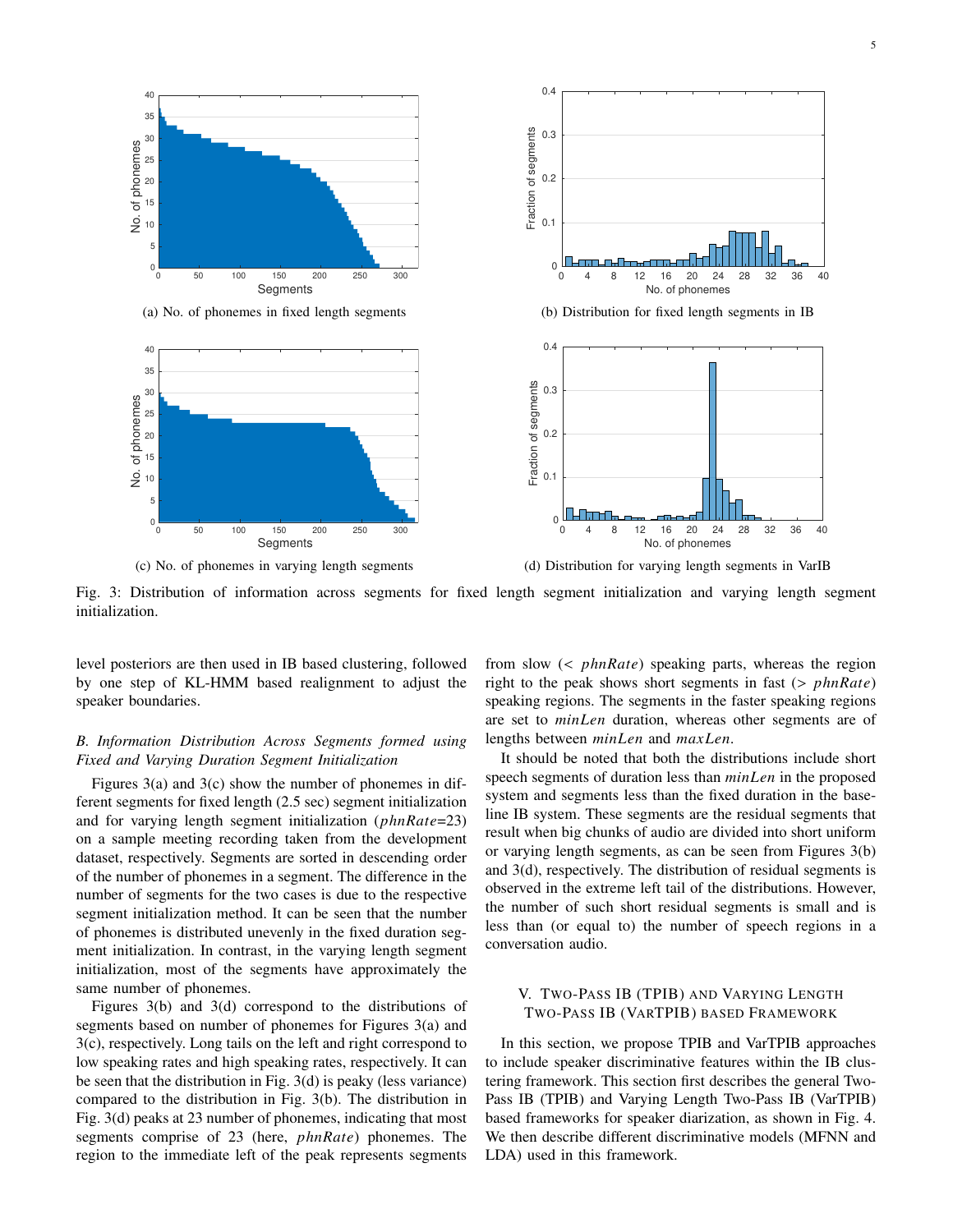(a) No. of phonemes in fixed length segments

(b) Distribution for fixed length segments in IB

(c) No. of phonemes in varying length segments

(d) Distribution for varying length segments in VarIB

Fig. 3: Distribution of information across segments for fixed length segment initialization and varying length segment initialization.

level posteriors are then used in IB based clustering, followed by one step of KL-HMM based realignment to adjust the speaker boundaries.

### *B. Information Distribution Across Segments formed using Fixed and Varying Duration Segment Initialization*

Figures 3(a) and 3(c) show the number of phonemes in different segments for fixed length (2.5 sec) segment initialization and for varying length segment initialization ($phnRate$=23) on a sample meeting recording taken from the development dataset, respectively. Segments are sorted in descending order of the number of phonemes in a segment. The difference in the number of segments for the two cases is due to the respective segment initialization method. It can be seen that the number of phonemes is distributed unevenly in the fixed duration segment initialization. In contrast, in the varying length segment initialization, most of the segments have approximately the same number of phonemes.

Figures 3(b) and 3(d) correspond to the distributions of segments based on number of phonemes for Figures 3(a) and 3(c), respectively. Long tails on the left and right correspond to low speaking rates and high speaking rates, respectively. It can be seen that the distribution in Fig. 3(d) is peaky (less variance) compared to the distribution in Fig. 3(b). The distribution in Fig. 3(d) peaks at 23 number of phonemes, indicating that most segments comprise of 23 (here, $phnRate$) phonemes. The region to the immediate left of the peak represents segments from slow ($< phnRate$) speaking parts, whereas the region right to the peak shows short segments in fast ($> phnRate$) speaking regions. The segments in the faster speaking regions are set to $minLen$ duration, whereas other segments are of lengths between $minLen$ and $maxLen$.

It should be noted that both the distributions include short speech segments of duration less than $minLen$ in the proposed system and segments less than the fixed duration in the baseline IB system. These segments are the residual segments that result when big chunks of audio are divided into short uniform or varying length segments, as can be seen from Figures 3(b) and 3(d), respectively. The distribution of residual segments is observed in the extreme left tail of the distributions. However, the number of such short residual segments is small and is less than (or equal to) the number of speech regions in a conversation audio.

## V. Two-Pass IB (TPIB) and Varying Length Two-Pass IB (VarTPIB) based Framework

In this section, we propose TPIB and VarTPIB approaches to include speaker discriminative features within the IB clustering framework. This section first describes the general Two-Pass IB (TPIB) and Varying Length Two-Pass IB (VarTPIB) based frameworks for speaker diarization, as shown in Fig. 4. We then describe different discriminative models (MFNN and LDA) used in this framework.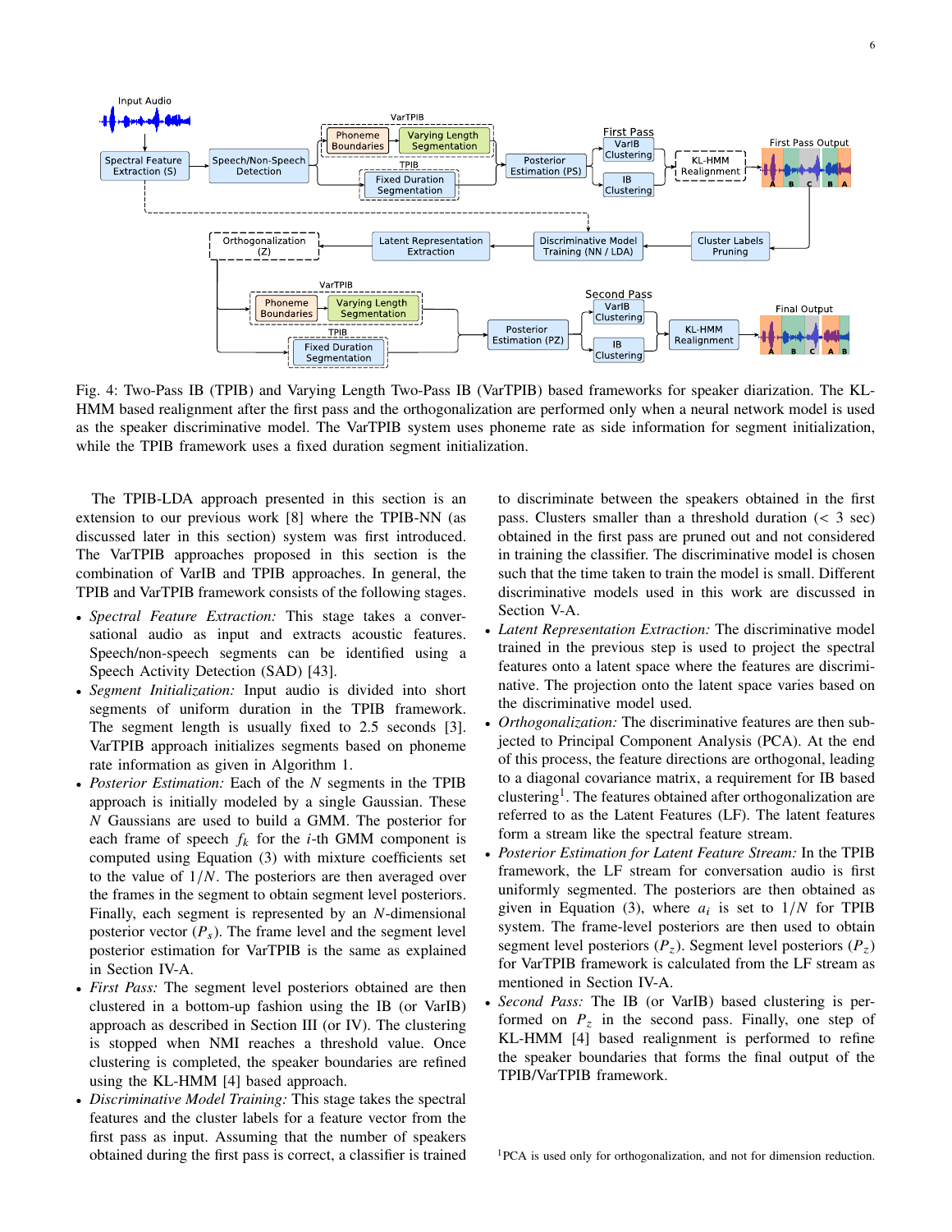Fig. 4: Two-Pass IB (TPIB) and Varying Length Two-Pass IB (VarTPIB) based frameworks for speaker diarization. The KL-HMM based realignment after the first pass and the orthogonalization are performed only when a neural network model is used as the speaker discriminative model. The VarTPIB system uses phoneme rate as side information for segment initialization, while the TPIB framework uses a fixed duration segment initialization.

The TPIB-LDA approach presented in this section is an extension to our previous work [8] where the TPIB-NN (as discussed later in this section) system was first introduced. The VarTPIB approaches proposed in this section is the combination of VarIB and TPIB approaches. In general, the TPIB and VarTPIB framework consists of the following stages.

- *Spectral Feature Extraction:* This stage takes a conversational audio as input and extracts acoustic features. Speech/non-speech segments can be identified using a Speech Activity Detection (SAD) [43].
- *Segment Initialization:* Input audio is divided into short segments of uniform duration in the TPIB framework. The segment length is usually fixed to 2.5 seconds [3]. VarTPIB approach initializes segments based on phoneme rate information as given in Algorithm 1.
- *Posterior Estimation:* Each of the $N$ segments in the TPIB approach is initially modeled by a single Gaussian. These $N$ Gaussians are used to build a GMM. The posterior for each frame of speech $f_k$ for the $i$-th GMM component is computed using Equation (3) with mixture coefficients set to the value of $1/N$. The posteriors are then averaged over the frames in the segment to obtain segment level posteriors. Finally, each segment is represented by an $N$-dimensional posterior vector ($P_s$). The frame level and the segment level posterior estimation for VarTPIB is the same as explained in Section IV-A.
- *First Pass:* The segment level posteriors obtained are then clustered in a bottom-up fashion using the IB (or VarIB) approach as described in Section III (or IV). The clustering is stopped when NMI reaches a threshold value. Once clustering is completed, the speaker boundaries are refined using the KL-HMM [4] based approach.
- *Discriminative Model Training:* This stage takes the spectral features and the cluster labels for a feature vector from the first pass as input. Assuming that the number of speakers obtained during the first pass is correct, a classifier is trained to discriminate between the speakers obtained in the first pass. Clusters smaller than a threshold duration (< 3 sec) obtained in the first pass are pruned out and not considered in training the classifier. The discriminative model is chosen such that the time taken to train the model is small. Different discriminative models used in this work are discussed in Section V-A.
- *Latent Representation Extraction:* The discriminative model trained in the previous step is used to project the spectral features onto a latent space where the features are discriminative. The projection onto the latent space varies based on the discriminative model used.
- *Orthogonalization:* The discriminative features are then subjected to Principal Component Analysis (PCA). At the end of this process, the feature directions are orthogonal, leading to a diagonal covariance matrix, a requirement for IB based clustering[1]. The features obtained after orthogonalization are referred to as the Latent Features (LF). The latent features form a stream like the spectral feature stream.
- *Posterior Estimation for Latent Feature Stream:* In the TPIB framework, the LF stream for conversation audio is first uniformly segmented. The posteriors are then obtained as given in Equation (3), where $a_i$ is set to $1/N$ for TPIB system. The frame-level posteriors are then used to obtain segment level posteriors ($P_z$). Segment level posteriors ($P_z$) for VarTPIB framework is calculated from the LF stream as mentioned in Section IV-A.
- *Second Pass:* The IB (or VarIB) based clustering is performed on $P_z$ in the second pass. Finally, one step of KL-HMM [4] based realignment is performed to refine the speaker boundaries that forms the final output of the TPIB/VarTPIB framework.

[1]PCA is used only for orthogonalization, and not for dimension reduction.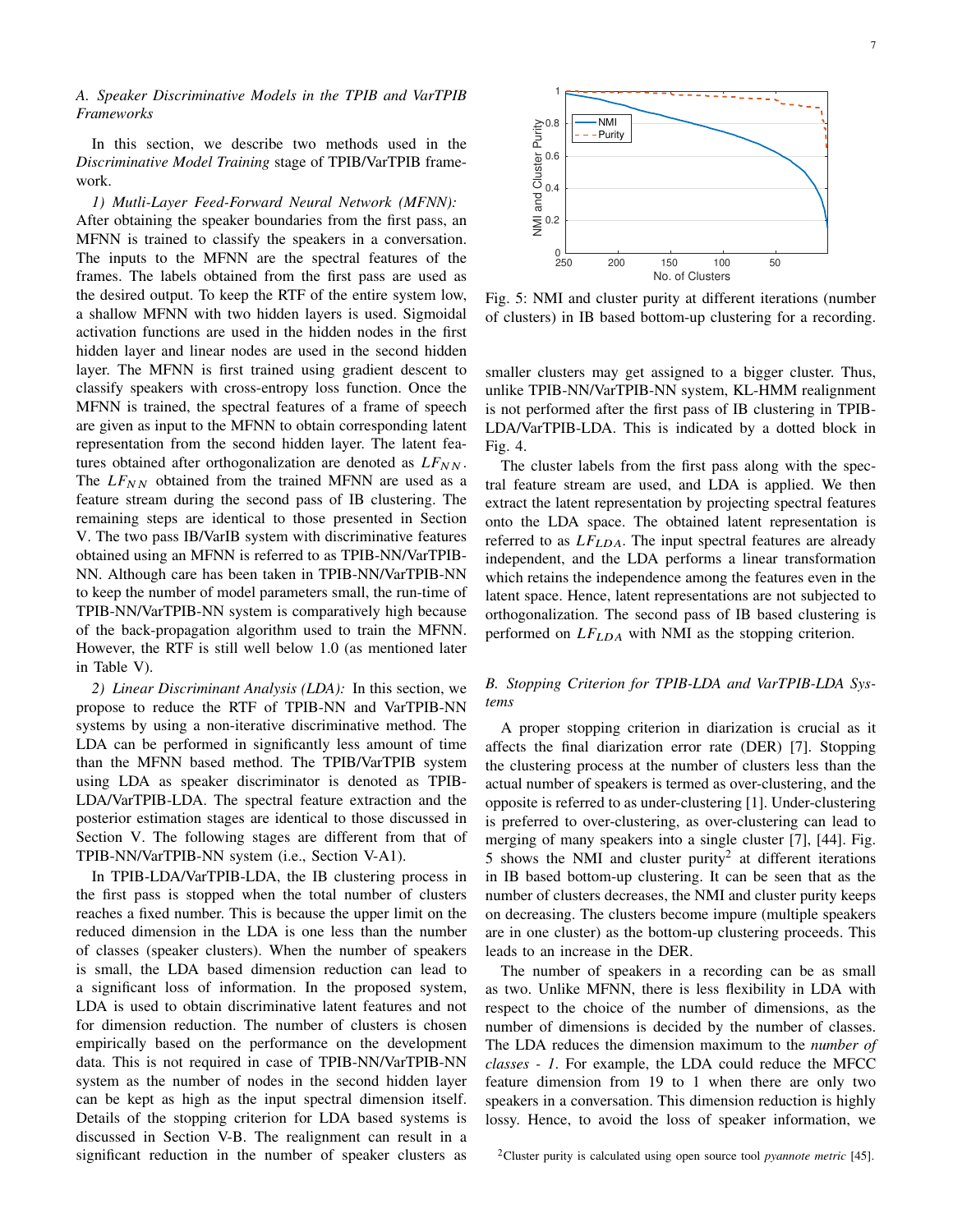### A. Speaker Discriminative Models in the TPIB and VarTPIB Frameworks

In this section, we describe two methods used in the *Discriminative Model Training* stage of TPIB/VarTPIB framework.

*1) Mutli-Layer Feed-Forward Neural Network (MFNN):* After obtaining the speaker boundaries from the first pass, an MFNN is trained to classify the speakers in a conversation. The inputs to the MFNN are the spectral features of the frames. The labels obtained from the first pass are used as the desired output. To keep the RTF of the entire system low, a shallow MFNN with two hidden layers is used. Sigmoidal activation functions are used in the hidden nodes in the first hidden layer and linear nodes are used in the second hidden layer. The MFNN is first trained using gradient descent to classify speakers with cross-entropy loss function. Once the MFNN is trained, the spectral features of a frame of speech are given as input to the MFNN to obtain corresponding latent representation from the second hidden layer. The latent features obtained after orthogonalization are denoted as $LF_{NN}$. The $LF_{NN}$ obtained from the trained MFNN are used as a feature stream during the second pass of IB clustering. The remaining steps are identical to those presented in Section V. The two pass IB/VarIB system with discriminative features obtained using an MFNN is referred to as TPIB-NN/VarTPIB-NN. Although care has been taken in TPIB-NN/VarTPIB-NN to keep the number of model parameters small, the run-time of TPIB-NN/VarTPIB-NN system is comparatively high because of the back-propagation algorithm used to train the MFNN. However, the RTF is still well below 1.0 (as mentioned later in Table V).

*2) Linear Discriminant Analysis (LDA):* In this section, we propose to reduce the RTF of TPIB-NN and VarTPIB-NN systems by using a non-iterative discriminative method. The LDA can be performed in significantly less amount of time than the MFNN based method. The TPIB/VarTPIB system using LDA as speaker discriminator is denoted as TPIB-LDA/VarTPIB-LDA. The spectral feature extraction and the posterior estimation stages are identical to those discussed in Section V. The following stages are different from that of TPIB-NN/VarTPIB-NN system (i.e., Section V-A1).

In TPIB-LDA/VarTPIB-LDA, the IB clustering process in the first pass is stopped when the total number of clusters reaches a fixed number. This is because the upper limit on the reduced dimension in the LDA is one less than the number of classes (speaker clusters). When the number of speakers is small, the LDA based dimension reduction can lead to a significant loss of information. In the proposed system, LDA is used to obtain discriminative latent features and not for dimension reduction. The number of clusters is chosen empirically based on the performance on the development data. This is not required in case of TPIB-NN/VarTPIB-NN system as the number of nodes in the second hidden layer can be kept as high as the input spectral dimension itself. Details of the stopping criterion for LDA based systems is discussed in Section V-B. The realignment can result in a significant reduction in the number of speaker clusters as smaller clusters may get assigned to a bigger cluster. Thus, unlike TPIB-NN/VarTPIB-NN system, KL-HMM realignment is not performed after the first pass of IB clustering in TPIB-LDA/VarTPIB-LDA. This is indicated by a dotted block in Fig. 4.

Fig. 5: NMI and cluster purity at different iterations (number of clusters) in IB based bottom-up clustering for a recording.

The cluster labels from the first pass along with the spectral feature stream are used, and LDA is applied. We then extract the latent representation by projecting spectral features onto the LDA space. The obtained latent representation is referred to as $LF_{LDA}$. The input spectral features are already independent, and the LDA performs a linear transformation which retains the independence among the features even in the latent space. Hence, latent representations are not subjected to orthogonalization. The second pass of IB based clustering is performed on $LF_{LDA}$ with NMI as the stopping criterion.

### B. Stopping Criterion for TPIB-LDA and VarTPIB-LDA Systems

A proper stopping criterion in diarization is crucial as it affects the final diarization error rate (DER) [7]. Stopping the clustering process at the number of clusters less than the actual number of speakers is termed as over-clustering, and the opposite is referred to as under-clustering [1]. Under-clustering is preferred to over-clustering, as over-clustering can lead to merging of many speakers into a single cluster [7], [44]. Fig. 5 shows the NMI and cluster purity[2] at different iterations in IB based bottom-up clustering. It can be seen that as the number of clusters decreases, the NMI and cluster purity keeps on decreasing. The clusters become impure (multiple speakers are in one cluster) as the bottom-up clustering proceeds. This leads to an increase in the DER.

The number of speakers in a recording can be as small as two. Unlike MFNN, there is less flexibility in LDA with respect to the choice of the number of dimensions, as the number of dimensions is decided by the number of classes. The LDA reduces the dimension maximum to the *number of classes - 1*. For example, the LDA could reduce the MFCC feature dimension from 19 to 1 when there are only two speakers in a conversation. This dimension reduction is highly lossy. Hence, to avoid the loss of speaker information, we

[2] Cluster purity is calculated using open source tool *pyannote metric* [45].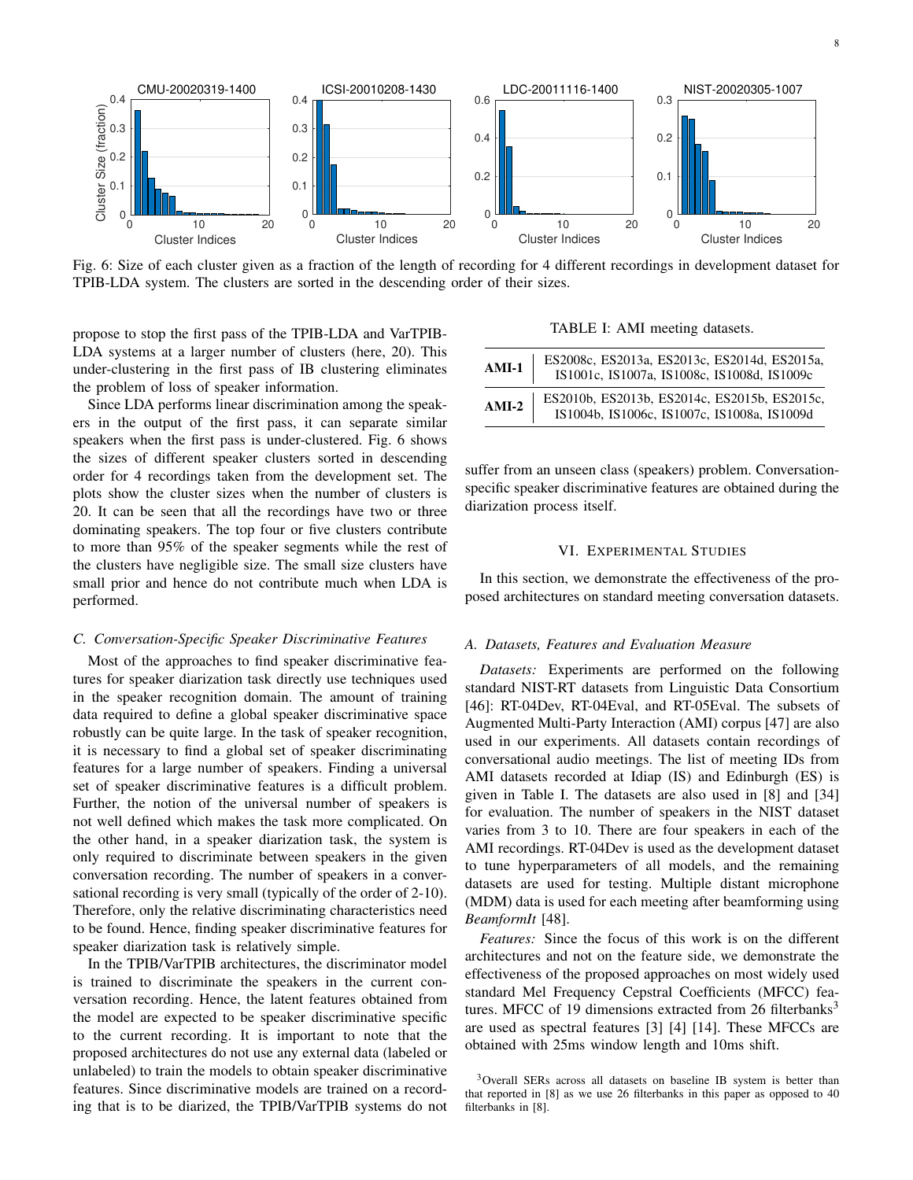Fig. 6: Size of each cluster given as a fraction of the length of recording for 4 different recordings in development dataset for TPIB-LDA system. The clusters are sorted in the descending order of their sizes.

propose to stop the first pass of the TPIB-LDA and VarTPIB-LDA systems at a larger number of clusters (here, 20). This under-clustering in the first pass of IB clustering eliminates the problem of loss of speaker information.

Since LDA performs linear discrimination among the speakers in the output of the first pass, it can separate similar speakers when the first pass is under-clustered. Fig. 6 shows the sizes of different speaker clusters sorted in descending order for 4 recordings taken from the development set. The plots show the cluster sizes when the number of clusters is 20. It can be seen that all the recordings have two or three dominating speakers. The top four or five clusters contribute to more than 95% of the speaker segments while the rest of the clusters have negligible size. The small size clusters have small prior and hence do not contribute much when LDA is performed.

### C. Conversation-Specific Speaker Discriminative Features

Most of the approaches to find speaker discriminative features for speaker diarization task directly use techniques used in the speaker recognition domain. The amount of training data required to define a global speaker discriminative space robustly can be quite large. In the task of speaker recognition, it is necessary to find a global set of speaker discriminating features for a large number of speakers. Finding a universal set of speaker discriminative features is a difficult problem. Further, the notion of the universal number of speakers is not well defined which makes the task more complicated. On the other hand, in a speaker diarization task, the system is only required to discriminate between speakers in the given conversation recording. The number of speakers in a conversational recording is very small (typically of the order of 2-10). Therefore, only the relative discriminating characteristics need to be found. Hence, finding speaker discriminative features for speaker diarization task is relatively simple.

In the TPIB/VarTPIB architectures, the discriminator model is trained to discriminate the speakers in the current conversation recording. Hence, the latent features obtained from the model are expected to be speaker discriminative specific to the current recording. It is important to note that the proposed architectures do not use any external data (labeled or unlabeled) to train the models to obtain speaker discriminative features. Since discriminative models are trained on a recording that is to be diarized, the TPIB/VarTPIB systems do not suffer from an unseen class (speakers) problem. Conversation-specific speaker discriminative features are obtained during the diarization process itself.

TABLE I: AMI meeting datasets.

| | |
|---|---|
| **AMI-1** | ES2008c, ES2013a, ES2013c, ES2014d, ES2015a, IS1001c, IS1007a, IS1008c, IS1008d, IS1009c |
| **AMI-2** | ES2010b, ES2013b, ES2014c, ES2015b, ES2015c, IS1004b, IS1006c, IS1007c, IS1008a, IS1009d |

## VI. Experimental Studies

In this section, we demonstrate the effectiveness of the proposed architectures on standard meeting conversation datasets.

### A. Datasets, Features and Evaluation Measure

*Datasets:* Experiments are performed on the following standard NIST-RT datasets from Linguistic Data Consortium [46]: RT-04Dev, RT-04Eval, and RT-05Eval. The subsets of Augmented Multi-Party Interaction (AMI) corpus [47] are also used in our experiments. All datasets contain recordings of conversational audio meetings. The list of meeting IDs from AMI datasets recorded at Idiap (IS) and Edinburgh (ES) is given in Table I. The datasets are also used in [8] and [34] for evaluation. The number of speakers in the NIST dataset varies from 3 to 10. There are four speakers in each of the AMI recordings. RT-04Dev is used as the development dataset to tune hyperparameters of all models, and the remaining datasets are used for testing. Multiple distant microphone (MDM) data is used for each meeting after beamforming using *BeamformIt* [48].

*Features:* Since the focus of this work is on the different architectures and not on the feature side, we demonstrate the effectiveness of the proposed approaches on most widely used standard Mel Frequency Cepstral Coefficients (MFCC) features. MFCC of 19 dimensions extracted from 26 filterbanks[3] are used as spectral features [3] [4] [14]. These MFCCs are obtained with 25ms window length and 10ms shift.

[3]Overall SERs across all datasets on baseline IB system is better than that reported in [8] as we use 26 filterbanks in this paper as opposed to 40 filterbanks in [8].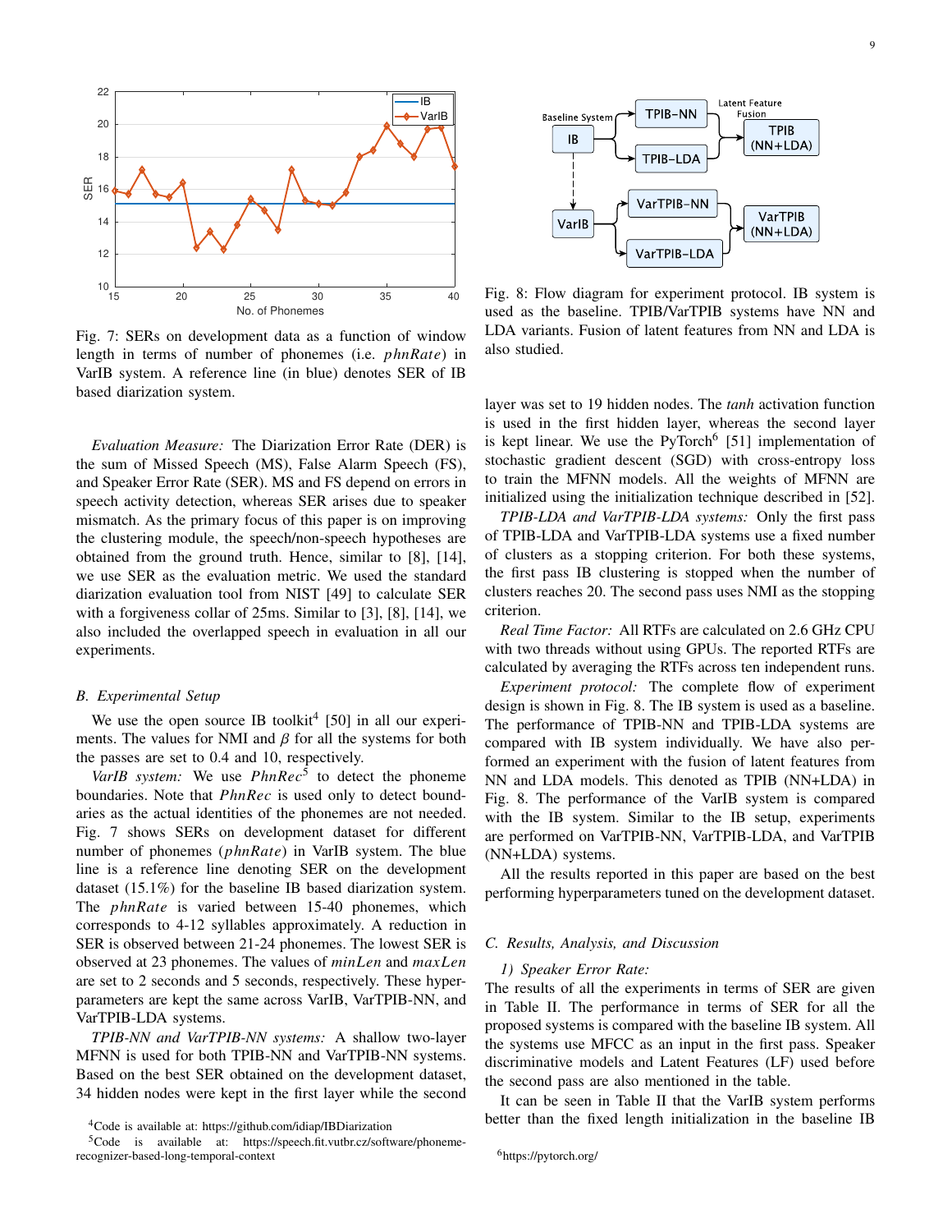Fig. 7: SERs on development data as a function of window length in terms of number of phonemes (i.e. *phnRate*) in VarIB system. A reference line (in blue) denotes SER of IB based diarization system.

*Evaluation Measure:* The Diarization Error Rate (DER) is the sum of Missed Speech (MS), False Alarm Speech (FS), and Speaker Error Rate (SER). MS and FS depend on errors in speech activity detection, whereas SER arises due to speaker mismatch. As the primary focus of this paper is on improving the clustering module, the speech/non-speech hypotheses are obtained from the ground truth. Hence, similar to [8], [14], we use SER as the evaluation metric. We used the standard diarization evaluation tool from NIST [49] to calculate SER with a forgiveness collar of 25ms. Similar to [3], [8], [14], we also included the overlapped speech in evaluation in all our experiments.

### B. Experimental Setup

We use the open source IB toolkit[4] [50] in all our experiments. The values for NMI and $\beta$ for all the systems for both the passes are set to 0.4 and 10, respectively.

*VarIB system:* We use *PhnRec*[5] to detect the phoneme boundaries. Note that *PhnRec* is used only to detect boundaries as the actual identities of the phonemes are not needed. Fig. 7 shows SERs on development dataset for different number of phonemes (*phnRate*) in VarIB system. The blue line is a reference line denoting SER on the development dataset (15.1%) for the baseline IB based diarization system. The *phnRate* is varied between 15-40 phonemes, which corresponds to 4-12 syllables approximately. A reduction in SER is observed between 21-24 phonemes. The lowest SER is observed at 23 phonemes. The values of *minLen* and *maxLen* are set to 2 seconds and 5 seconds, respectively. These hyperparameters are kept the same across VarIB, VarTPIB-NN, and VarTPIB-LDA systems.

*TPIB-NN and VarTPIB-NN systems:* A shallow two-layer MFNN is used for both TPIB-NN and VarTPIB-NN systems. Based on the best SER obtained on the development dataset, 34 hidden nodes were kept in the first layer while the second layer was set to 19 hidden nodes. The *tanh* activation function is used in the first hidden layer, whereas the second layer is kept linear. We use the PyTorch[6] [51] implementation of stochastic gradient descent (SGD) with cross-entropy loss to train the MFNN models. All the weights of MFNN are initialized using the initialization technique described in [52].

*TPIB-LDA and VarTPIB-LDA systems:* Only the first pass of TPIB-LDA and VarTPIB-LDA systems use a fixed number of clusters as a stopping criterion. For both these systems, the first pass IB clustering is stopped when the number of clusters reaches 20. The second pass uses NMI as the stopping criterion.

*Real Time Factor:* All RTFs are calculated on 2.6 GHz CPU with two threads without using GPUs. The reported RTFs are calculated by averaging the RTFs across ten independent runs.

*Experiment protocol:* The complete flow of experiment design is shown in Fig. 8. The IB system is used as a baseline. The performance of TPIB-NN and TPIB-LDA systems are compared with IB system individually. We have also performed an experiment with the fusion of latent features from NN and LDA models. This denoted as TPIB (NN+LDA) in Fig. 8. The performance of the VarIB system is compared with the IB system. Similar to the IB setup, experiments are performed on VarTPIB-NN, VarTPIB-LDA, and VarTPIB (NN+LDA) systems.

All the results reported in this paper are based on the best performing hyperparameters tuned on the development dataset.

Fig. 8: Flow diagram for experiment protocol. IB system is used as the baseline. TPIB/VarTPIB systems have NN and LDA variants. Fusion of latent features from NN and LDA is also studied.

### C. Results, Analysis, and Discussion

*1) Speaker Error Rate:*

The results of all the experiments in terms of SER are given in Table II. The performance in terms of SER for all the proposed systems is compared with the baseline IB system. All the systems use MFCC as an input in the first pass. Speaker discriminative models and Latent Features (LF) used before the second pass are also mentioned in the table.

It can be seen in Table II that the VarIB system performs better than the fixed length initialization in the baseline IB

[4] Code is available at: https://github.com/idiap/IBDiarization

[5] Code is available at: https://speech.fit.vutbr.cz/software/phoneme-recognizer-based-long-temporal-context

[6] https://pytorch.org/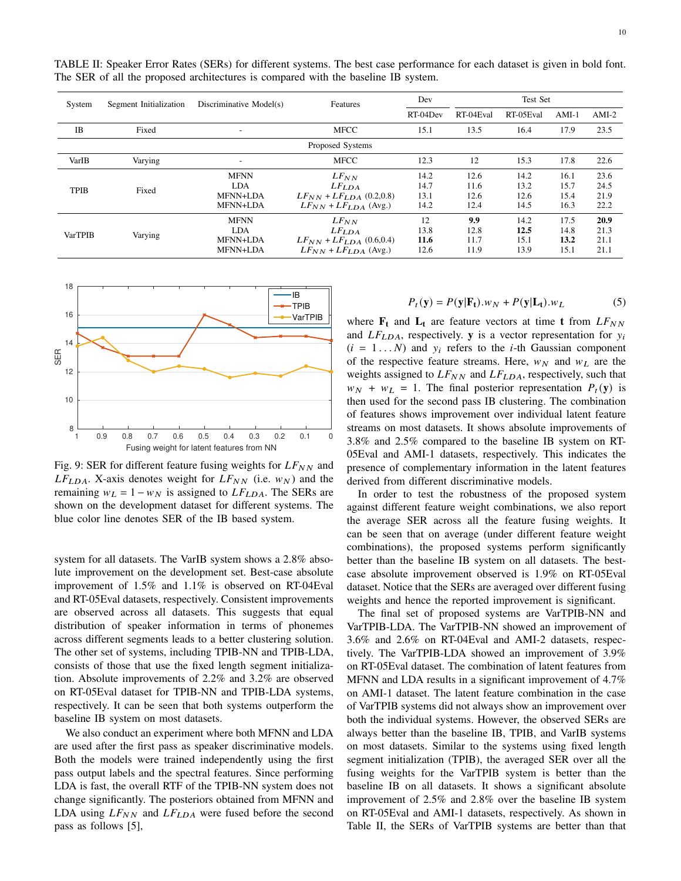TABLE II: Speaker Error Rates (SERs) for different systems. The best case performance for each dataset is given in bold font. The SER of all the proposed architectures is compared with the baseline IB system.

| System | Segment Initialization | Discriminative Model(s) | Features | Dev | Test Set | | | |
|---|---|---|---|---|---|---|---|---|
| | | | | RT-04Dev | RT-04Eval | RT-05Eval | AMI-1 | AMI-2 |
| IB | Fixed | - | MFCC | 15.1 | 13.5 | 16.4 | 17.9 | 23.5 |
| Proposed Systems | | | | | | | | |
| VarIB | Varying | - | MFCC | 12.3 | 12 | 15.3 | 17.8 | 22.6 |
| TPIB | Fixed | MFNN | $LF_{NN}$ | 14.2 | 12.6 | 14.2 | 16.1 | 23.6 |
| | | LDA | $LF_{LDA}$ | 14.7 | 11.6 | 13.2 | 15.7 | 24.5 |
| | | MFNN+LDA | $LF_{NN} + LF_{LDA}$ (0.2,0.8) | 13.1 | 12.6 | 12.6 | 15.4 | 21.9 |
| | | MFNN+LDA | $LF_{NN} + LF_{LDA}$ (Avg.) | 14.2 | 12.4 | 14.5 | 16.3 | 22.2 |
| VarTPIB | Varying | MFNN | $LF_{NN}$ | 12 | **9.9** | 14.2 | 17.5 | **20.9** |
| | | LDA | $LF_{LDA}$ | 13.8 | 12.8 | **12.5** | 14.8 | 21.3 |
| | | MFNN+LDA | $LF_{NN} + LF_{LDA}$ (0.6,0.4) | **11.6** | 11.7 | 15.1 | **13.2** | 21.1 |
| | | MFNN+LDA | $LF_{NN} + LF_{LDA}$ (Avg.) | 12.6 | 11.9 | 13.9 | 15.1 | 21.1 |

Fig. 9: SER for different feature fusing weights for $LF_{NN}$ and $LF_{LDA}$. X-axis denotes weight for $LF_{NN}$ (i.e. $w_N$) and the remaining $w_L = 1 - w_N$ is assigned to $LF_{LDA}$. The SERs are shown on the development dataset for different systems. The blue color line denotes SER of the IB based system.

system for all datasets. The VarIB system shows a 2.8% absolute improvement on the development set. Best-case absolute improvement of 1.5% and 1.1% is observed on RT-04Eval and RT-05Eval datasets, respectively. Consistent improvements are observed across all datasets. This suggests that equal distribution of speaker information in terms of phonemes across different segments leads to a better clustering solution. The other set of systems, including TPIB-NN and TPIB-LDA, consists of those that use the fixed length segment initialization. Absolute improvements of 2.2% and 3.2% are observed on RT-05Eval dataset for TPIB-NN and TPIB-LDA systems, respectively. It can be seen that both systems outperform the baseline IB system on most datasets.

We also conduct an experiment where both MFNN and LDA are used after the first pass as speaker discriminative models. Both the models were trained independently using the first pass output labels and the spectral features. Since performing LDA is fast, the overall RTF of the TPIB-NN system does not change significantly. The posteriors obtained from MFNN and LDA using $LF_{NN}$ and $LF_{LDA}$ were fused before the second pass as follows [5],

$$P_t(\mathbf{y}) = P(\mathbf{y}|\mathbf{F_t}).w_N + P(\mathbf{y}|\mathbf{L_t}).w_L \quad (5)$$

where $\mathbf{F_t}$ and $\mathbf{L_t}$ are feature vectors at time $\mathbf{t}$ from $LF_{NN}$ and $LF_{LDA}$, respectively. $\mathbf{y}$ is a vector representation for $y_i$ ($i = 1 \dots N$) and $y_i$ refers to the $i$-th Gaussian component of the respective feature streams. Here, $w_N$ and $w_L$ are the weights assigned to $LF_{NN}$ and $LF_{LDA}$, respectively, such that $w_N + w_L = 1$. The final posterior representation $P_t(\mathbf{y})$ is then used for the second pass IB clustering. The combination of features shows improvement over individual latent feature streams on most datasets. It shows absolute improvements of 3.8% and 2.5% compared to the baseline IB system on RT-05Eval and AMI-1 datasets, respectively. This indicates the presence of complementary information in the latent features derived from different discriminative models.

In order to test the robustness of the proposed system against different feature weight combinations, we also report the average SER across all the feature fusing weights. It can be seen that on average (under different feature weight combinations), the proposed systems perform significantly better than the baseline IB system on all datasets. The best-case absolute improvement observed is 1.9% on RT-05Eval dataset. Notice that the SERs are averaged over different fusing weights and hence the reported improvement is significant.

The final set of proposed systems are VarTPIB-NN and VarTPIB-LDA. The VarTPIB-NN showed an improvement of 3.6% and 2.6% on RT-04Eval and AMI-2 datasets, respectively. The VarTPIB-LDA showed an improvement of 3.9% on RT-05Eval dataset. The combination of latent features from MFNN and LDA results in a significant improvement of 4.7% on AMI-1 dataset. The latent feature combination in the case of VarTPIB systems did not always show an improvement over both the individual systems. However, the observed SERs are always better than the baseline IB, TPIB, and VarIB systems on most datasets. Similar to the systems using fixed length segment initialization (TPIB), the averaged SER over all the fusing weights for the VarTPIB system is better than the baseline IB on all datasets. It shows a significant absolute improvement of 2.5% and 2.8% over the baseline IB system on RT-05Eval and AMI-1 datasets, respectively. As shown in Table II, the SERs of VarTPIB systems are better than that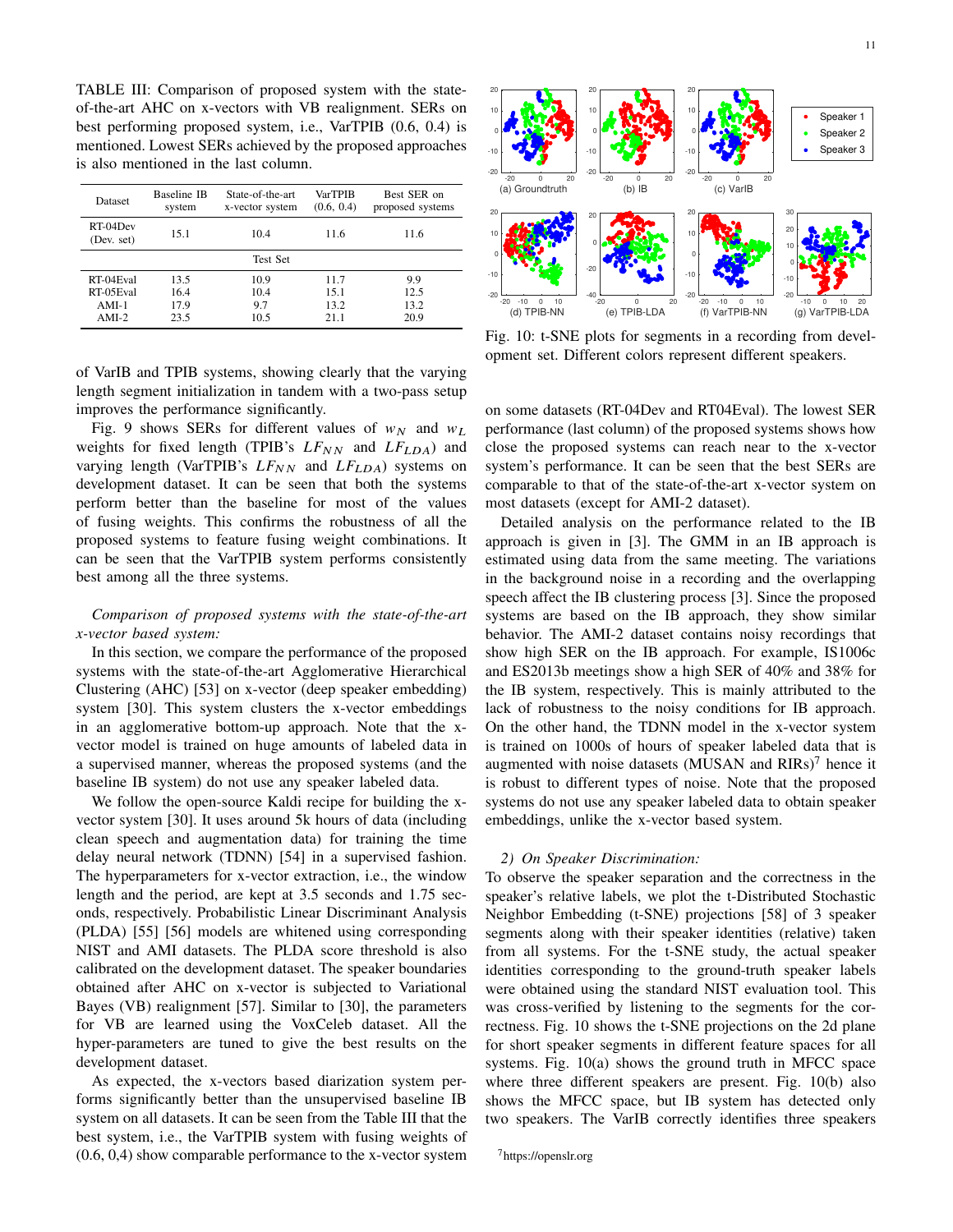TABLE III: Comparison of proposed system with the state-of-the-art AHC on x-vectors with VB realignment. SERs on best performing proposed system, i.e., VarTPIB (0.6, 0.4) is mentioned. Lowest SERs achieved by the proposed approaches is also mentioned in the last column.

| Dataset | Baseline IB system | State-of-the-art x-vector system | VarTPIB (0.6, 0.4) | Best SER on proposed systems |
|---|---|---|---|---|
| RT-04Dev (Dev. set) | 15.1 | 10.4 | 11.6 | 11.6 |
| Test Set | | | | |
| RT-04Eval | 13.5 | 10.9 | 11.7 | 9.9 |
| RT-05Eval | 16.4 | 10.4 | 15.1 | 12.5 |
| AMI-1 | 17.9 | 9.7 | 13.2 | 13.2 |
| AMI-2 | 23.5 | 10.5 | 21.1 | 20.9 |

of VarIB and TPIB systems, showing clearly that the varying length segment initialization in tandem with a two-pass setup improves the performance significantly.

Fig. 9 shows SERs for different values of $w_N$ and $w_L$ weights for fixed length (TPIB's $LF_{NN}$ and $LF_{LDA}$) and varying length (VarTPIB's $LF_{NN}$ and $LF_{LDA}$) systems on development dataset. It can be seen that both the systems perform better than the baseline for most of the values of fusing weights. This confirms the robustness of all the proposed systems to feature fusing weight combinations. It can be seen that the VarTPIB system performs consistently best among all the three systems.

*Comparison of proposed systems with the state-of-the-art x-vector based system:*

In this section, we compare the performance of the proposed systems with the state-of-the-art Agglomerative Hierarchical Clustering (AHC) [53] on x-vector (deep speaker embedding) system [30]. This system clusters the x-vector embeddings in an agglomerative bottom-up approach. Note that the x-vector model is trained on huge amounts of labeled data in a supervised manner, whereas the proposed systems (and the baseline IB system) do not use any speaker labeled data.

We follow the open-source Kaldi recipe for building the x-vector system [30]. It uses around 5k hours of data (including clean speech and augmentation data) for training the time delay neural network (TDNN) [54] in a supervised fashion. The hyperparameters for x-vector extraction, i.e., the window length and the period, are kept at 3.5 seconds and 1.75 seconds, respectively. Probabilistic Linear Discriminant Analysis (PLDA) [55] [56] models are whitened using corresponding NIST and AMI datasets. The PLDA score threshold is also calibrated on the development dataset. The speaker boundaries obtained after AHC on x-vector is subjected to Variational Bayes (VB) realignment [57]. Similar to [30], the parameters for VB are learned using the VoxCeleb dataset. All the hyper-parameters are tuned to give the best results on the development dataset.

As expected, the x-vectors based diarization system performs significantly better than the unsupervised baseline IB system on all datasets. It can be seen from the Table III that the best system, i.e., the VarTPIB system with fusing weights of (0.6, 0,4) show comparable performance to the x-vector system on some datasets (RT-04Dev and RT04Eval). The lowest SER performance (last column) of the proposed systems shows how close the proposed systems can reach near to the x-vector system's performance. It can be seen that the best SERs are comparable to that of the state-of-the-art x-vector system on most datasets (except for AMI-2 dataset).

Detailed analysis on the performance related to the IB approach is given in [3]. The GMM in an IB approach is estimated using data from the same meeting. The variations in the background noise in a recording and the overlapping speech affect the IB clustering process [3]. Since the proposed systems are based on the IB approach, they show similar behavior. The AMI-2 dataset contains noisy recordings that show high SER on the IB approach. For example, IS1006c and ES2013b meetings show a high SER of 40% and 38% for the IB system, respectively. This is mainly attributed to the lack of robustness to the noisy conditions for IB approach. On the other hand, the TDNN model in the x-vector system is trained on 1000s of hours of speaker labeled data that is augmented with noise datasets (MUSAN and RIRs)[7] hence it is robust to different types of noise. Note that the proposed systems do not use any speaker labeled data to obtain speaker embeddings, unlike the x-vector based system.

Fig. 10: t-SNE plots for segments in a recording from development set. Different colors represent different speakers.

*2) On Speaker Discrimination:*
To observe the speaker separation and the correctness in the speaker's relative labels, we plot the t-Distributed Stochastic Neighbor Embedding (t-SNE) projections [58] of 3 speaker segments along with their speaker identities (relative) taken from all systems. For the t-SNE study, the actual speaker identities corresponding to the ground-truth speaker labels were obtained using the standard NIST evaluation tool. This was cross-verified by listening to the segments for the correctness. Fig. 10 shows the t-SNE projections on the 2d plane for short speaker segments in different feature spaces for all systems. Fig. 10(a) shows the ground truth in MFCC space where three different speakers are present. Fig. 10(b) also shows the MFCC space, but IB system has detected only two speakers. The VarIB correctly identifies three speakers

[7] https://openslr.org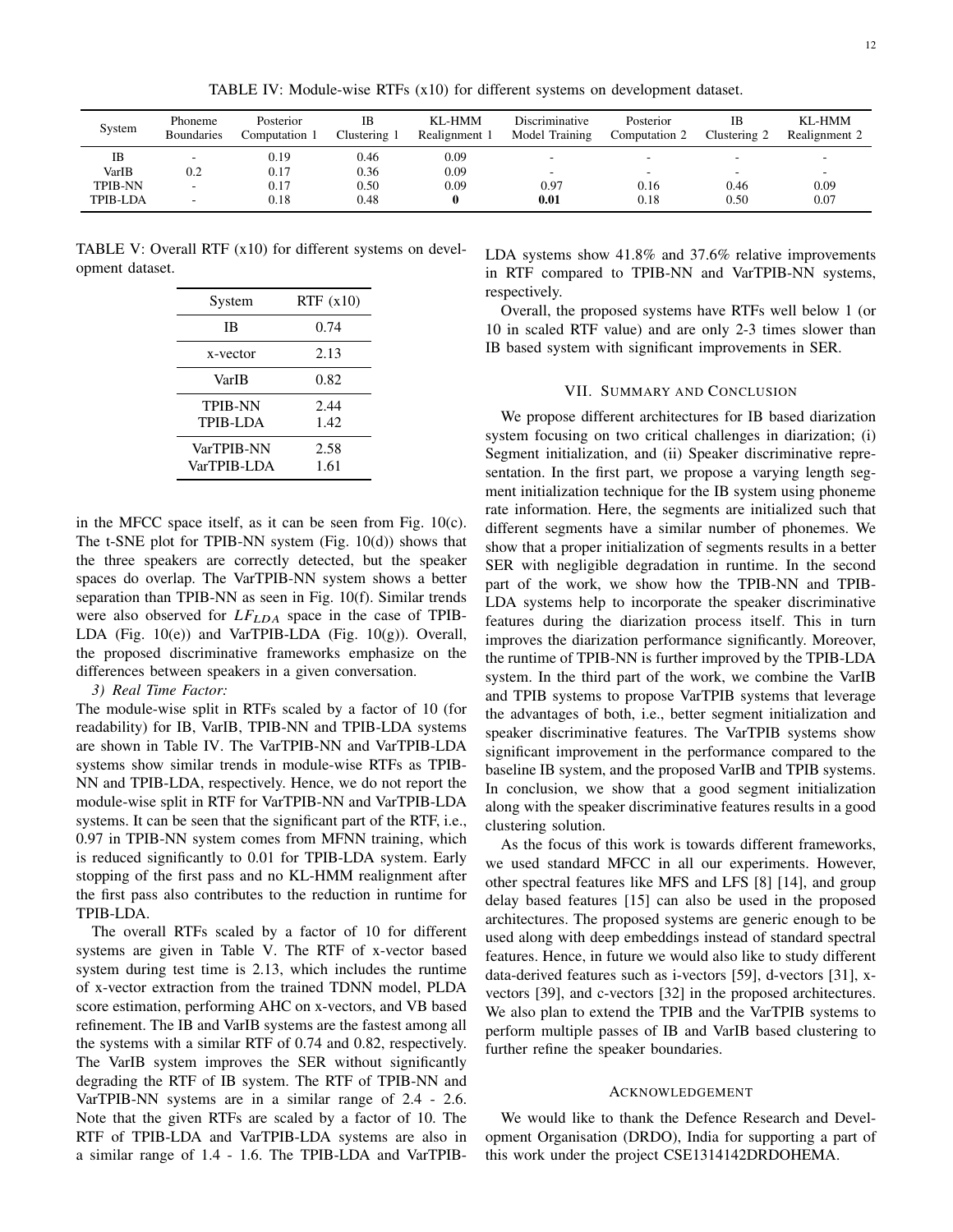TABLE IV: Module-wise RTFs (x10) for different systems on development dataset.

| System | Phoneme Boundaries | Posterior Computation 1 | IB Clustering 1 | KL-HMM Realignment 1 | Discriminative Model Training | Posterior Computation 2 | IB Clustering 2 | KL-HMM Realignment 2 |
|---|---|---|---|---|---|---|---|---|
| IB | - | 0.19 | 0.46 | 0.09 | - | - | - | - |
| VarIB | 0.2 | 0.17 | 0.36 | 0.09 | - | - | - | - |
| TPIB-NN | - | 0.17 | 0.50 | 0.09 | 0.97 | 0.16 | 0.46 | 0.09 |
| TPIB-LDA | - | 0.18 | 0.48 | **0** | **0.01** | 0.18 | 0.50 | 0.07 |

TABLE V: Overall RTF (x10) for different systems on development dataset.

| System | RTF (x10) |
|---|---|
| IB | 0.74 |
| x-vector | 2.13 |
| VarIB | 0.82 |
| TPIB-NN | 2.44 |
| TPIB-LDA | 1.42 |
| VarTPIB-NN | 2.58 |
| VarTPIB-LDA | 1.61 |

in the MFCC space itself, as it can be seen from Fig. 10(c). The t-SNE plot for TPIB-NN system (Fig. 10(d)) shows that the three speakers are correctly detected, but the speaker spaces do overlap. The VarTPIB-NN system shows a better separation than TPIB-NN as seen in Fig. 10(f). Similar trends were also observed for $LF_{LDA}$ space in the case of TPIB-LDA (Fig. 10(e)) and VarTPIB-LDA (Fig. 10(g)). Overall, the proposed discriminative frameworks emphasize on the differences between speakers in a given conversation.

*3) Real Time Factor:*

The module-wise split in RTFs scaled by a factor of 10 (for readability) for IB, VarIB, TPIB-NN and TPIB-LDA systems are shown in Table IV. The VarTPIB-NN and VarTPIB-LDA systems show similar trends in module-wise RTFs as TPIB-NN and TPIB-LDA, respectively. Hence, we do not report the module-wise split in RTF for VarTPIB-NN and VarTPIB-LDA systems. It can be seen that the significant part of the RTF, i.e., 0.97 in TPIB-NN system comes from MFNN training, which is reduced significantly to 0.01 for TPIB-LDA system. Early stopping of the first pass and no KL-HMM realignment after the first pass also contributes to the reduction in runtime for TPIB-LDA.

The overall RTFs scaled by a factor of 10 for different systems are given in Table V. The RTF of x-vector based system during test time is 2.13, which includes the runtime of x-vector extraction from the trained TDNN model, PLDA score estimation, performing AHC on x-vectors, and VB based refinement. The IB and VarIB systems are the fastest among all the systems with a similar RTF of 0.74 and 0.82, respectively. The VarIB system improves the SER without significantly degrading the RTF of IB system. The RTF of TPIB-NN and VarTPIB-NN systems are in a similar range of 2.4 - 2.6. Note that the given RTFs are scaled by a factor of 10. The RTF of TPIB-LDA and VarTPIB-LDA systems are also in a similar range of 1.4 - 1.6. The TPIB-LDA and VarTPIB-LDA systems show 41.8% and 37.6% relative improvements in RTF compared to TPIB-NN and VarTPIB-NN systems, respectively.

Overall, the proposed systems have RTFs well below 1 (or 10 in scaled RTF value) and are only 2-3 times slower than IB based system with significant improvements in SER.

## VII. Summary and Conclusion

We propose different architectures for IB based diarization system focusing on two critical challenges in diarization; (i) Segment initialization, and (ii) Speaker discriminative representation. In the first part, we propose a varying length segment initialization technique for the IB system using phoneme rate information. Here, the segments are initialized such that different segments have a similar number of phonemes. We show that a proper initialization of segments results in a better SER with negligible degradation in runtime. In the second part of the work, we show how the TPIB-NN and TPIB-LDA systems help to incorporate the speaker discriminative features during the diarization process itself. This in turn improves the diarization performance significantly. Moreover, the runtime of TPIB-NN is further improved by the TPIB-LDA system. In the third part of the work, we combine the VarIB and TPIB systems to propose VarTPIB systems that leverage the advantages of both, i.e., better segment initialization and speaker discriminative features. The VarTPIB systems show significant improvement in the performance compared to the baseline IB system, and the proposed VarIB and TPIB systems. In conclusion, we show that a good segment initialization along with the speaker discriminative features results in a good clustering solution.

As the focus of this work is towards different frameworks, we used standard MFCC in all our experiments. However, other spectral features like MFS and LFS [8] [14], and group delay based features [15] can also be used in the proposed architectures. The proposed systems are generic enough to be used along with deep embeddings instead of standard spectral features. Hence, in future we would also like to study different data-derived features such as i-vectors [59], d-vectors [31], x-vectors [39], and c-vectors [32] in the proposed architectures. We also plan to extend the TPIB and the VarTPIB systems to perform multiple passes of IB and VarIB based clustering to further refine the speaker boundaries.

## Acknowledgement

We would like to thank the Defence Research and Development Organisation (DRDO), India for supporting a part of this work under the project CSE1314142DRDOHEMA.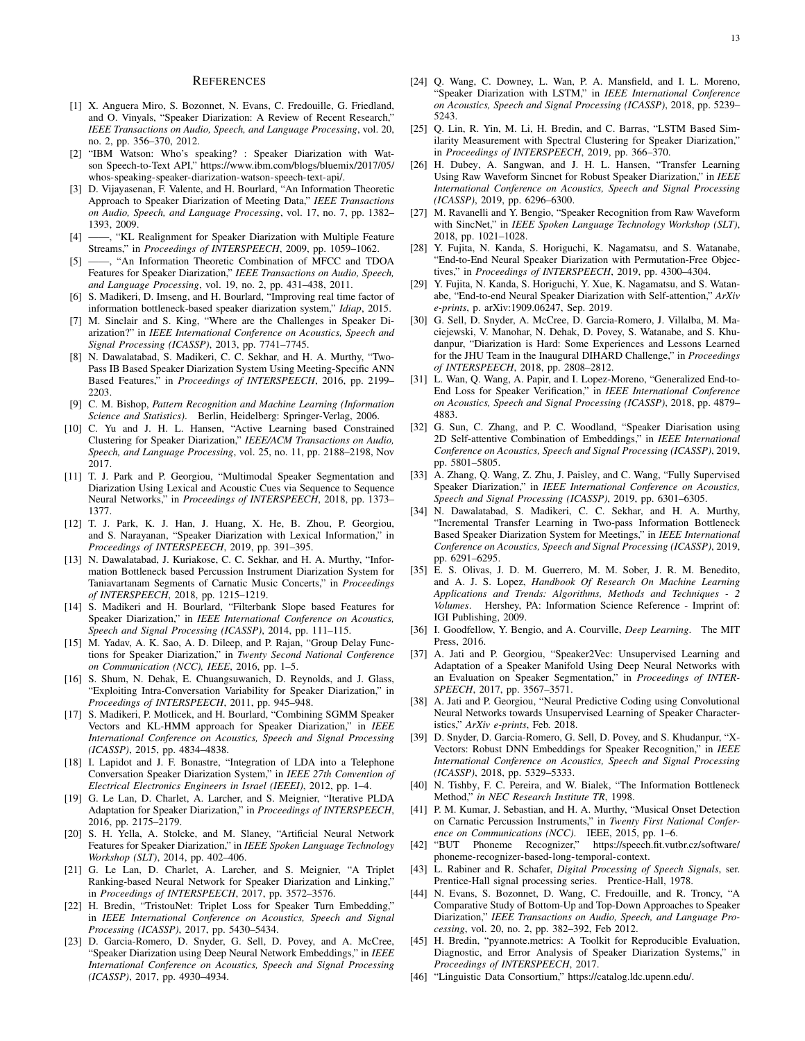# References

[1] X. Anguera Miro, S. Bozonnet, N. Evans, C. Fredouille, G. Friedland, and O. Vinyals, "Speaker Diarization: A Review of Recent Research," *IEEE Transactions on Audio, Speech, and Language Processing*, vol. 20, no. 2, pp. 356–370, 2012.

[2] "IBM Watson: Who's speaking? : Speaker Diarization with Watson Speech-to-Text API," https://www.ibm.com/blogs/bluemix/2017/05/whos-speaking-speaker-diarization-watson-speech-text-api/.

[3] D. Vijayasenan, F. Valente, and H. Bourlard, "An Information Theoretic Approach to Speaker Diarization of Meeting Data," *IEEE Transactions on Audio, Speech, and Language Processing*, vol. 17, no. 7, pp. 1382–1393, 2009.

[4] ——, "KL Realignment for Speaker Diarization with Multiple Feature Streams," in *Proceedings of INTERSPEECH*, 2009, pp. 1059–1062.

[5] ——, "An Information Theoretic Combination of MFCC and TDOA Features for Speaker Diarization," *IEEE Transactions on Audio, Speech, and Language Processing*, vol. 19, no. 2, pp. 431–438, 2011.

[6] S. Madikeri, D. Imseng, and H. Bourlard, "Improving real time factor of information bottleneck-based speaker diarization system," *Idiap*, 2015.

[7] M. Sinclair and S. King, "Where are the Challenges in Speaker Diarization?" in *IEEE International Conference on Acoustics, Speech and Signal Processing (ICASSP)*, 2013, pp. 7741–7745.

[8] N. Dawalatabad, S. Madikeri, C. C. Sekhar, and H. A. Murthy, "Two-Pass IB Based Speaker Diarization System Using Meeting-Specific ANN Based Features," in *Proceedings of INTERSPEECH*, 2016, pp. 2199–2203.

[9] C. M. Bishop, *Pattern Recognition and Machine Learning (Information Science and Statistics)*. Berlin, Heidelberg: Springer-Verlag, 2006.

[10] C. Yu and J. H. L. Hansen, "Active Learning based Constrained Clustering for Speaker Diarization," *IEEE/ACM Transactions on Audio, Speech, and Language Processing*, vol. 25, no. 11, pp. 2188–2198, Nov 2017.

[11] T. J. Park and P. Georgiou, "Multimodal Speaker Segmentation and Diarization Using Lexical and Acoustic Cues via Sequence to Sequence Neural Networks," in *Proceedings of INTERSPEECH*, 2018, pp. 1373–1377.

[12] T. J. Park, K. J. Han, J. Huang, X. He, B. Zhou, P. Georgiou, and S. Narayanan, "Speaker Diarization with Lexical Information," in *Proceedings of INTERSPEECH*, 2019, pp. 391–395.

[13] N. Dawalatabad, J. Kuriakose, C. C. Sekhar, and H. A. Murthy, "Information Bottleneck based Percussion Instrument Diarization System for Taniavartanam Segments of Carnatic Music Concerts," in *Proceedings of INTERSPEECH*, 2018, pp. 1215–1219.

[14] S. Madikeri and H. Bourlard, "Filterbank Slope based Features for Speaker Diarization," in *IEEE International Conference on Acoustics, Speech and Signal Processing (ICASSP)*, 2014, pp. 111–115.

[15] M. Yadav, A. K. Sao, A. D. Dileep, and P. Rajan, "Group Delay Functions for Speaker Diarization," in *Twenty Second National Conference on Communication (NCC), IEEE*, 2016, pp. 1–5.

[16] S. Shum, N. Dehak, E. Chuangsuwanich, D. Reynolds, and J. Glass, "Exploiting Intra-Conversation Variability for Speaker Diarization," in *Proceedings of INTERSPEECH*, 2011, pp. 945–948.

[17] S. Madikeri, P. Motlicek, and H. Bourlard, "Combining SGMM Speaker Vectors and KL-HMM approach for Speaker Diarization," in *IEEE International Conference on Acoustics, Speech and Signal Processing (ICASSP)*, 2015, pp. 4834–4838.

[18] I. Lapidot and J. F. Bonastre, "Integration of LDA into a Telephone Conversation Speaker Diarization System," in *IEEE 27th Convention of Electrical Electronics Engineers in Israel (IEEEI)*, 2012, pp. 1–4.

[19] G. Le Lan, D. Charlet, A. Larcher, and S. Meignier, "Iterative PLDA Adaptation for Speaker Diarization," in *Proceedings of INTERSPEECH*, 2016, pp. 2175–2179.

[20] S. H. Yella, A. Stolcke, and M. Slaney, "Artificial Neural Network Features for Speaker Diarization," in *IEEE Spoken Language Technology Workshop (SLT)*, 2014, pp. 402–406.

[21] G. Le Lan, D. Charlet, A. Larcher, and S. Meignier, "A Triplet Ranking-based Neural Network for Speaker Diarization and Linking," in *Proceedings of INTERSPEECH*, 2017, pp. 3572–3576.

[22] H. Bredin, "TristouNet: Triplet Loss for Speaker Turn Embedding," in *IEEE International Conference on Acoustics, Speech and Signal Processing (ICASSP)*, 2017, pp. 5430–5434.

[23] D. Garcia-Romero, D. Snyder, G. Sell, D. Povey, and A. McCree, "Speaker Diarization using Deep Neural Network Embeddings," in *IEEE International Conference on Acoustics, Speech and Signal Processing (ICASSP)*, 2017, pp. 4930–4934.

[24] Q. Wang, C. Downey, L. Wan, P. A. Mansfield, and I. L. Moreno, "Speaker Diarization with LSTM," in *IEEE International Conference on Acoustics, Speech and Signal Processing (ICASSP)*, 2018, pp. 5239–5243.

[25] Q. Lin, R. Yin, M. Li, H. Bredin, and C. Barras, "LSTM Based Similarity Measurement with Spectral Clustering for Speaker Diarization," in *Proceedings of INTERSPEECH*, 2019, pp. 366–370.

[26] H. Dubey, A. Sangwan, and J. H. L. Hansen, "Transfer Learning Using Raw Waveform Sincnet for Robust Speaker Diarization," in *IEEE International Conference on Acoustics, Speech and Signal Processing (ICASSP)*, 2019, pp. 6296–6300.

[27] M. Ravanelli and Y. Bengio, "Speaker Recognition from Raw Waveform with SincNet," in *IEEE Spoken Language Technology Workshop (SLT)*, 2018, pp. 1021–1028.

[28] Y. Fujita, N. Kanda, S. Horiguchi, K. Nagamatsu, and S. Watanabe, "End-to-End Neural Speaker Diarization with Permutation-Free Objectives," in *Proceedings of INTERSPEECH*, 2019, pp. 4300–4304.

[29] Y. Fujita, N. Kanda, S. Horiguchi, Y. Xue, K. Nagamatsu, and S. Watanabe, "End-to-end Neural Speaker Diarization with Self-attention," *ArXiv e-prints*, p. arXiv:1909.06247, Sep. 2019.

[30] G. Sell, D. Snyder, A. McCree, D. Garcia-Romero, J. Villalba, M. Maciejewski, V. Manohar, N. Dehak, D. Povey, S. Watanabe, and S. Khudanpur, "Diarization is Hard: Some Experiences and Lessons Learned for the JHU Team in the Inaugural DIHARD Challenge," in *Proceedings of INTERSPEECH*, 2018, pp. 2808–2812.

[31] L. Wan, Q. Wang, A. Papir, and I. Lopez-Moreno, "Generalized End-to-End Loss for Speaker Verification," in *IEEE International Conference on Acoustics, Speech and Signal Processing (ICASSP)*, 2018, pp. 4879–4883.

[32] G. Sun, C. Zhang, and P. C. Woodland, "Speaker Diarisation using 2D Self-attentive Combination of Embeddings," in *IEEE International Conference on Acoustics, Speech and Signal Processing (ICASSP)*, 2019, pp. 5801–5805.

[33] A. Zhang, Q. Wang, Z. Zhu, J. Paisley, and C. Wang, "Fully Supervised Speaker Diarization," in *IEEE International Conference on Acoustics, Speech and Signal Processing (ICASSP)*, 2019, pp. 6301–6305.

[34] N. Dawalatabad, S. Madikeri, C. C. Sekhar, and H. A. Murthy, "Incremental Transfer Learning in Two-pass Information Bottleneck Based Speaker Diarization System for Meetings," in *IEEE International Conference on Acoustics, Speech and Signal Processing (ICASSP)*, 2019, pp. 6291–6295.

[35] E. S. Olivas, J. D. M. Guerrero, M. M. Sober, J. R. M. Benedito, and A. J. S. Lopez, *Handbook Of Research On Machine Learning Applications and Trends: Algorithms, Methods and Techniques - 2 Volumes*. Hershey, PA: Information Science Reference - Imprint of: IGI Publishing, 2009.

[36] I. Goodfellow, Y. Bengio, and A. Courville, *Deep Learning*. The MIT Press, 2016.

[37] A. Jati and P. Georgiou, "Speaker2Vec: Unsupervised Learning and Adaptation of a Speaker Manifold Using Deep Neural Networks with an Evaluation on Speaker Segmentation," in *Proceedings of INTERSPEECH*, 2017, pp. 3567–3571.

[38] A. Jati and P. Georgiou, "Neural Predictive Coding using Convolutional Neural Networks towards Unsupervised Learning of Speaker Characteristics," *ArXiv e-prints*, Feb. 2018.

[39] D. Snyder, D. Garcia-Romero, G. Sell, D. Povey, and S. Khudanpur, "X-Vectors: Robust DNN Embeddings for Speaker Recognition," in *IEEE International Conference on Acoustics, Speech and Signal Processing (ICASSP)*, 2018, pp. 5329–5333.

[40] N. Tishby, F. C. Pereira, and W. Bialek, "The Information Bottleneck Method," *in NEC Research Institute TR*, 1998.

[41] P. M. Kumar, J. Sebastian, and H. A. Murthy, "Musical Onset Detection on Carnatic Percussion Instruments," in *Twenty First National Conference on Communications (NCC)*. IEEE, 2015, pp. 1–6.

[42] "BUT Phoneme Recognizer," https://speech.fit.vutbr.cz/software/phoneme-recognizer-based-long-temporal-context.

[43] L. Rabiner and R. Schafer, *Digital Processing of Speech Signals*, ser. Prentice-Hall signal processing series. Prentice-Hall, 1978.

[44] N. Evans, S. Bozonnet, D. Wang, C. Fredouille, and R. Troncy, "A Comparative Study of Bottom-Up and Top-Down Approaches to Speaker Diarization," *IEEE Transactions on Audio, Speech, and Language Processing*, vol. 20, no. 2, pp. 382–392, Feb 2012.

[45] H. Bredin, "pyannote.metrics: A Toolkit for Reproducible Evaluation, Diagnostic, and Error Analysis of Speaker Diarization Systems," in *Proceedings of INTERSPEECH*, 2017.

[46] "Linguistic Data Consortium," https://catalog.ldc.upenn.edu/.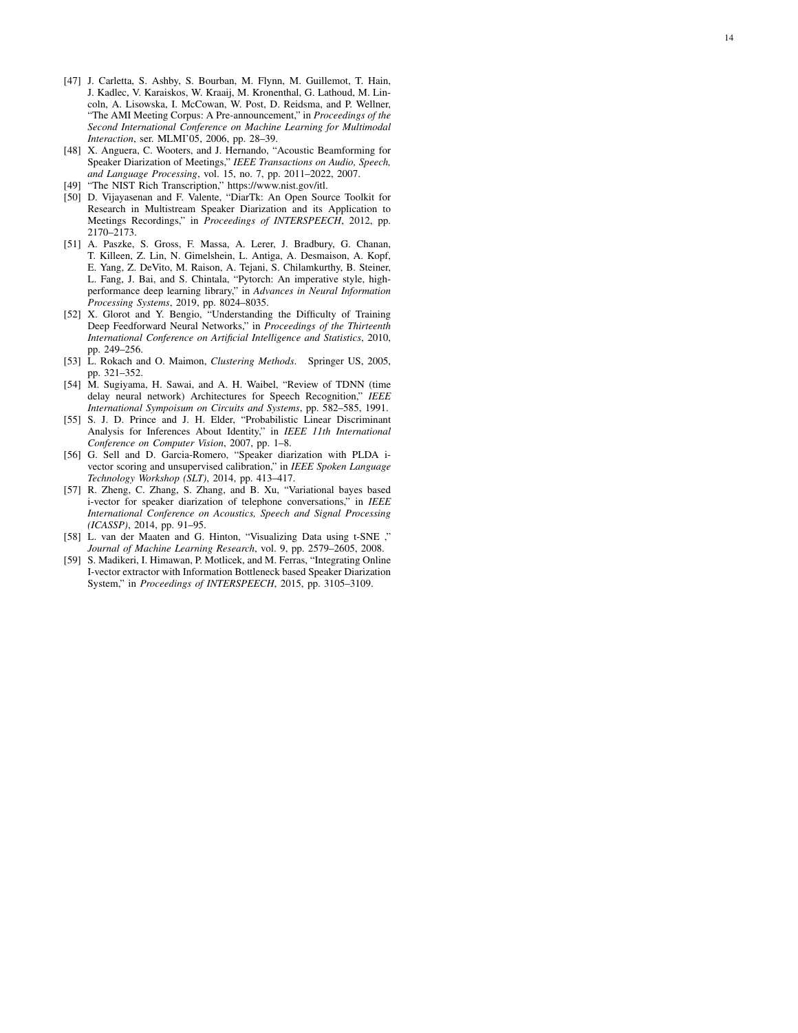[47] J. Carletta, S. Ashby, S. Bourban, M. Flynn, M. Guillemot, T. Hain, J. Kadlec, V. Karaiskos, W. Kraaij, M. Kronenthal, G. Lathoud, M. Lincoln, A. Lisowska, I. McCowan, W. Post, D. Reidsma, and P. Wellner, "The AMI Meeting Corpus: A Pre-announcement," in *Proceedings of the Second International Conference on Machine Learning for Multimodal Interaction*, ser. MLMI'05, 2006, pp. 28–39.

[48] X. Anguera, C. Wooters, and J. Hernando, "Acoustic Beamforming for Speaker Diarization of Meetings," *IEEE Transactions on Audio, Speech, and Language Processing*, vol. 15, no. 7, pp. 2011–2022, 2007.

[49] "The NIST Rich Transcription," https://www.nist.gov/itl.

[50] D. Vijayasenan and F. Valente, "DiarTk: An Open Source Toolkit for Research in Multistream Speaker Diarization and its Application to Meetings Recordings," in *Proceedings of INTERSPEECH*, 2012, pp. 2170–2173.

[51] A. Paszke, S. Gross, F. Massa, A. Lerer, J. Bradbury, G. Chanan, T. Killeen, Z. Lin, N. Gimelshein, L. Antiga, A. Desmaison, A. Kopf, E. Yang, Z. DeVito, M. Raison, A. Tejani, S. Chilamkurthy, B. Steiner, L. Fang, J. Bai, and S. Chintala, "Pytorch: An imperative style, high-performance deep learning library," in *Advances in Neural Information Processing Systems*, 2019, pp. 8024–8035.

[52] X. Glorot and Y. Bengio, "Understanding the Difficulty of Training Deep Feedforward Neural Networks," in *Proceedings of the Thirteenth International Conference on Artificial Intelligence and Statistics*, 2010, pp. 249–256.

[53] L. Rokach and O. Maimon, *Clustering Methods*. Springer US, 2005, pp. 321–352.

[54] M. Sugiyama, H. Sawai, and A. H. Waibel, "Review of TDNN (time delay neural network) Architectures for Speech Recognition," *IEEE International Sympoisum on Circuits and Systems*, pp. 582–585, 1991.

[55] S. J. D. Prince and J. H. Elder, "Probabilistic Linear Discriminant Analysis for Inferences About Identity," in *IEEE 11th International Conference on Computer Vision*, 2007, pp. 1–8.

[56] G. Sell and D. Garcia-Romero, "Speaker diarization with PLDA i-vector scoring and unsupervised calibration," in *IEEE Spoken Language Technology Workshop (SLT)*, 2014, pp. 413–417.

[57] R. Zheng, C. Zhang, S. Zhang, and B. Xu, "Variational bayes based i-vector for speaker diarization of telephone conversations," in *IEEE International Conference on Acoustics, Speech and Signal Processing (ICASSP)*, 2014, pp. 91–95.

[58] L. van der Maaten and G. Hinton, "Visualizing Data using t-SNE ," *Journal of Machine Learning Research*, vol. 9, pp. 2579–2605, 2008.

[59] S. Madikeri, I. Himawan, P. Motlicek, and M. Ferras, "Integrating Online I-vector extractor with Information Bottleneck based Speaker Diarization System," in *Proceedings of INTERSPEECH*, 2015, pp. 3105–3109.